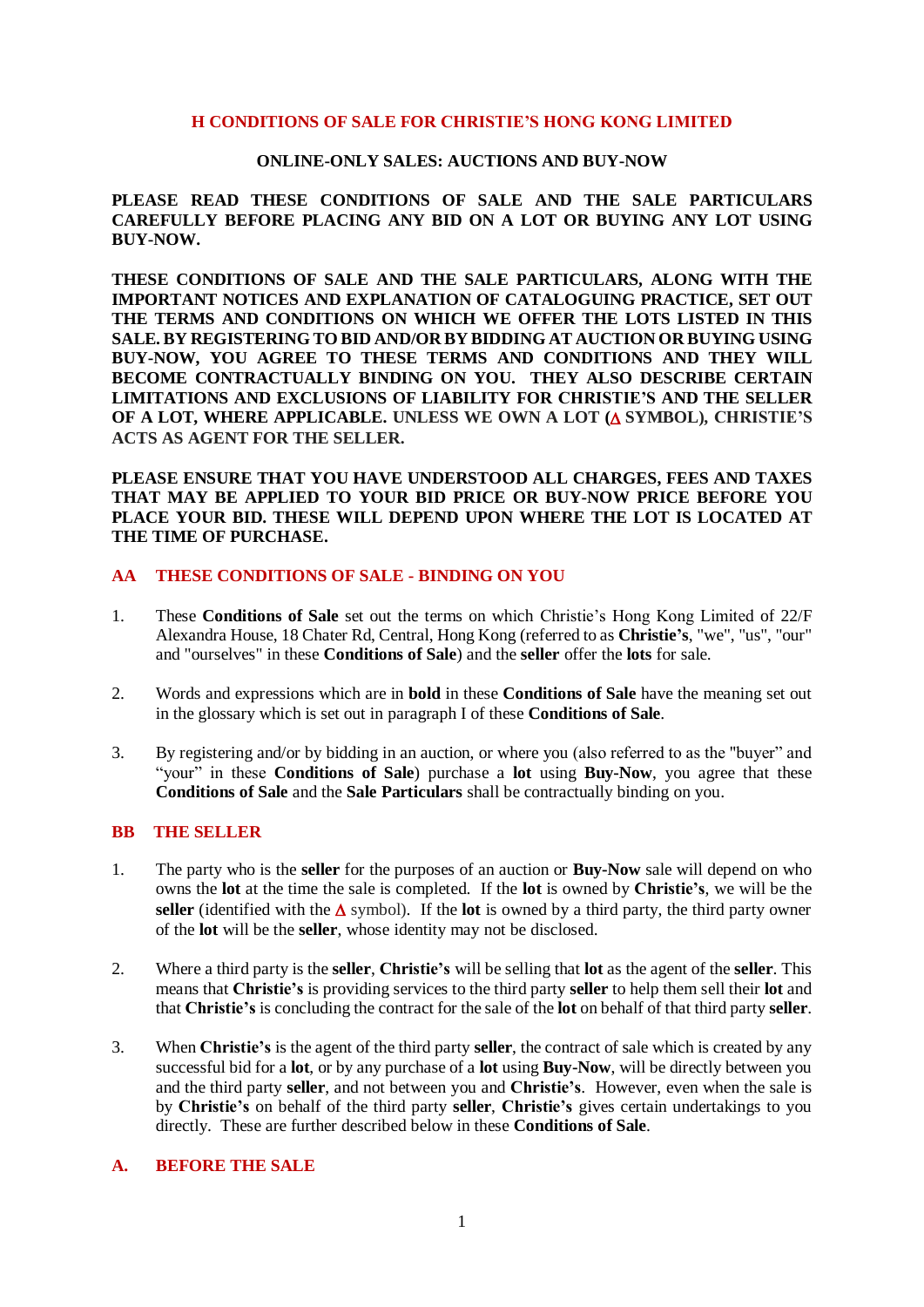# H CONDITIONS OF SALE FOR CHRISTIE'S HONG KONG LIMITED

## ONLINE-ONLY SALES: AUCTIONS AND BUY-NOW

**PLEASE READ THESE CONDITIONS OF SALE AND THE SALE PARTICULARS CAREFULLY BEFORE PLACING ANY BID ON A LOT OR BUYING ANY LOT USING BUY-NOW.**

**THESE CONDITIONS OF SALE AND THE SALE PARTICULARS, ALONG WITH THE IMPORTANT NOTICES AND EXPLANATION OF CATALOGUING PRACTICE, SET OUT THE TERMS AND CONDITIONS ON WHICH WE OFFER THE LOTS LISTED IN THIS SALE. BY REGISTERING TO BID AND/OR BY BIDDING AT AUCTION OR BUYING USING BUY-NOW, YOU AGREE TO THESE TERMS AND CONDITIONS AND THEY WILL BECOME CONTRACTUALLY BINDING ON YOU. THEY ALSO DESCRIBE CERTAIN LIMITATIONS AND EXCLUSIONS OF LIABILITY FOR CHRISTIE'S AND THE SELLER OF A LOT, WHERE APPLICABLE. UNLESS WE OWN A LOT (Δ SYMBOL), CHRISTIE'S ACTS AS AGENT FOR THE SELLER.**

**PLEASE ENSURE THAT YOU HAVE UNDERSTOOD ALL CHARGES, FEES AND TAXES THAT MAY BE APPLIED TO YOUR BID PRICE OR BUY-NOW PRICE BEFORE YOU PLACE YOUR BID. THESE WILL DEPEND UPON WHERE THE LOT IS LOCATED AT THE TIME OF PURCHASE.**

## AA THESE CONDITIONS OF SALE - BINDING ON YOU

1. These **Conditions of Sale** set out the terms on which Christie's Hong Kong Limited of 22/F Alexandra House, 18 Chater Rd, Central, Hong Kong (referred to as **Christie's**, "we", "us", "our" and "ourselves" in these **Conditions of Sale**) and the **seller** offer the **lots** for sale.

2. Words and expressions which are in **bold** in these **Conditions of Sale** have the meaning set out in the glossary which is set out in paragraph I of these **Conditions of Sale**.

3. By registering and/or by bidding in an auction, or where you (also referred to as the "buyer" and "your" in these **Conditions of Sale**) purchase a **lot** using **Buy-Now**, you agree that these **Conditions of Sale** and the **Sale Particulars** shall be contractually binding on you.

## BB THE SELLER

1. The party who is the **seller** for the purposes of an auction or **Buy-Now** sale will depend on who owns the **lot** at the time the sale is completed. If the **lot** is owned by **Christie's**, we will be the **seller** (identified with the Δ symbol). If the **lot** is owned by a third party, the third party owner of the **lot** will be the **seller**, whose identity may not be disclosed.

2. Where a third party is the **seller**, **Christie's** will be selling that **lot** as the agent of the **seller**. This means that **Christie's** is providing services to the third party **seller** to help them sell their **lot** and that **Christie's** is concluding the contract for the sale of the **lot** on behalf of that third party **seller**.

3. When **Christie's** is the agent of the third party **seller**, the contract of sale which is created by any successful bid for a **lot**, or by any purchase of a **lot** using **Buy-Now**, will be directly between you and the third party **seller**, and not between you and **Christie's**. However, even when the sale is by **Christie's** on behalf of the third party **seller**, **Christie's** gives certain undertakings to you directly. These are further described below in these **Conditions of Sale**.

## A. BEFORE THE SALE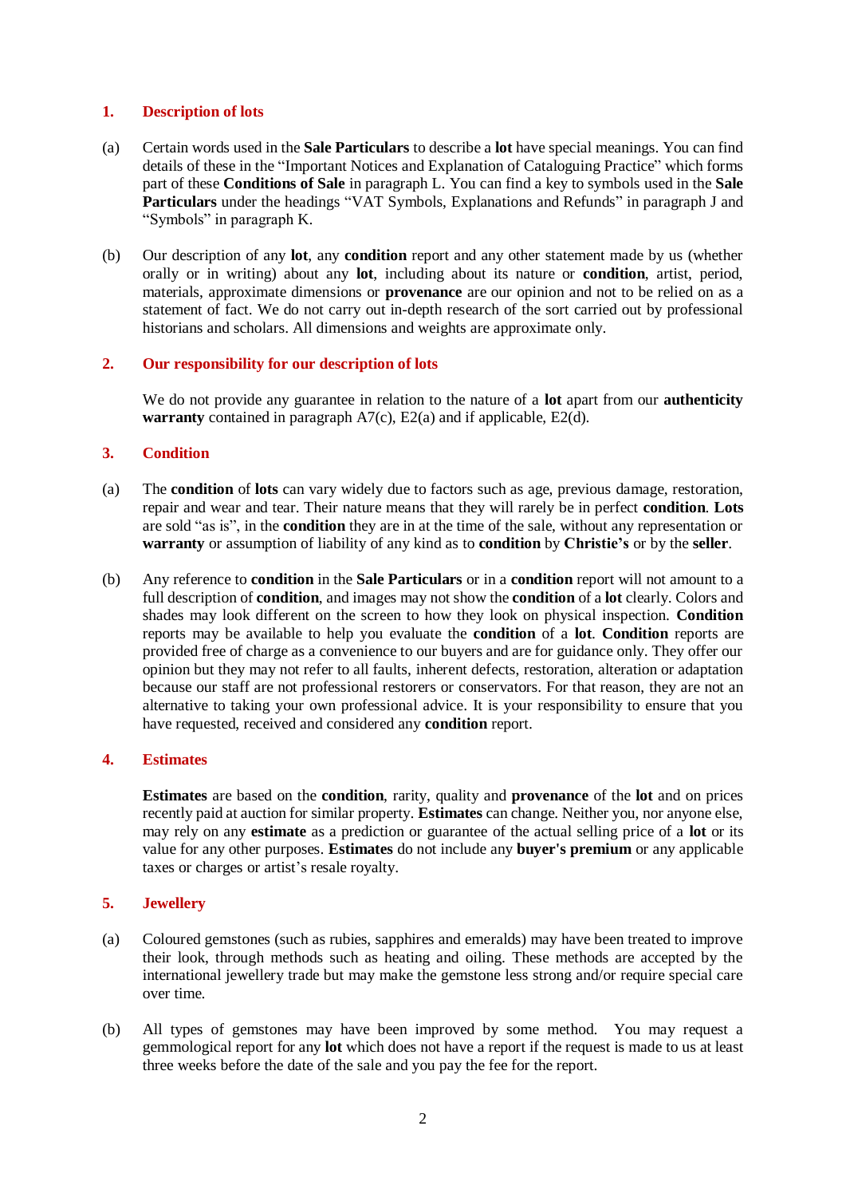## 1. Description of lots

(a) Certain words used in the **Sale Particulars** to describe a **lot** have special meanings. You can find details of these in the "Important Notices and Explanation of Cataloguing Practice" which forms part of these **Conditions of Sale** in paragraph L. You can find a key to symbols used in the **Sale Particulars** under the headings "VAT Symbols, Explanations and Refunds" in paragraph J and "Symbols" in paragraph K.

(b) Our description of any **lot**, any **condition** report and any other statement made by us (whether orally or in writing) about any **lot**, including about its nature or **condition**, artist, period, materials, approximate dimensions or **provenance** are our opinion and not to be relied on as a statement of fact. We do not carry out in-depth research of the sort carried out by professional historians and scholars. All dimensions and weights are approximate only.

## 2. Our responsibility for our description of lots

We do not provide any guarantee in relation to the nature of a **lot** apart from our **authenticity warranty** contained in paragraph A7(c), E2(a) and if applicable, E2(d).

## 3. Condition

(a) The **condition** of **lots** can vary widely due to factors such as age, previous damage, restoration, repair and wear and tear. Their nature means that they will rarely be in perfect **condition**. **Lots** are sold "as is", in the **condition** they are in at the time of the sale, without any representation or **warranty** or assumption of liability of any kind as to **condition** by **Christie's** or by the **seller**.

(b) Any reference to **condition** in the **Sale Particulars** or in a **condition** report will not amount to a full description of **condition**, and images may not show the **condition** of a **lot** clearly. Colors and shades may look different on the screen to how they look on physical inspection. **Condition** reports may be available to help you evaluate the **condition** of a **lot**. **Condition** reports are provided free of charge as a convenience to our buyers and are for guidance only. They offer our opinion but they may not refer to all faults, inherent defects, restoration, alteration or adaptation because our staff are not professional restorers or conservators. For that reason, they are not an alternative to taking your own professional advice. It is your responsibility to ensure that you have requested, received and considered any **condition** report.

## 4. Estimates

**Estimates** are based on the **condition**, rarity, quality and **provenance** of the **lot** and on prices recently paid at auction for similar property. **Estimates** can change. Neither you, nor anyone else, may rely on any **estimate** as a prediction or guarantee of the actual selling price of a **lot** or its value for any other purposes. **Estimates** do not include any **buyer's premium** or any applicable taxes or charges or artist's resale royalty.

## 5. Jewellery

(a) Coloured gemstones (such as rubies, sapphires and emeralds) may have been treated to improve their look, through methods such as heating and oiling. These methods are accepted by the international jewellery trade but may make the gemstone less strong and/or require special care over time.

(b) All types of gemstones may have been improved by some method. You may request a gemmological report for any **lot** which does not have a report if the request is made to us at least three weeks before the date of the sale and you pay the fee for the report.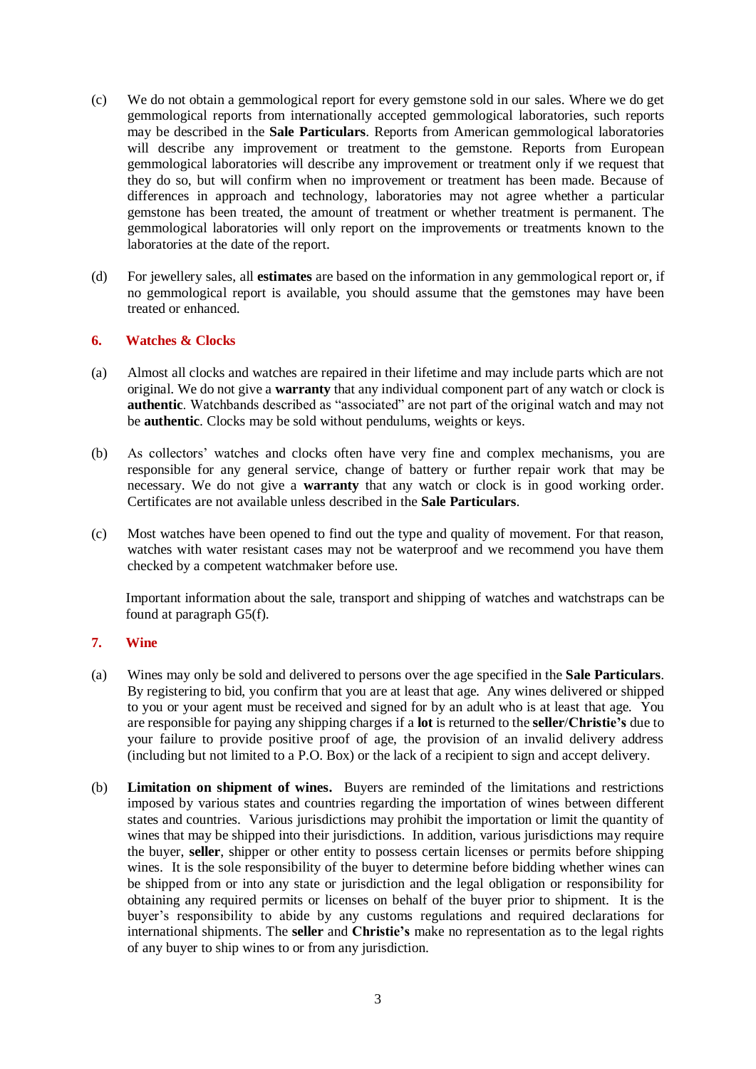(c) We do not obtain a gemmological report for every gemstone sold in our sales. Where we do get gemmological reports from internationally accepted gemmological laboratories, such reports may be described in the **Sale Particulars**. Reports from American gemmological laboratories will describe any improvement or treatment to the gemstone. Reports from European gemmological laboratories will describe any improvement or treatment only if we request that they do so, but will confirm when no improvement or treatment has been made. Because of differences in approach and technology, laboratories may not agree whether a particular gemstone has been treated, the amount of treatment or whether treatment is permanent. The gemmological laboratories will only report on the improvements or treatments known to the laboratories at the date of the report.

(d) For jewellery sales, all **estimates** are based on the information in any gemmological report or, if no gemmological report is available, you should assume that the gemstones may have been treated or enhanced.

### 6. Watches & Clocks

(a) Almost all clocks and watches are repaired in their lifetime and may include parts which are not original. We do not give a **warranty** that any individual component part of any watch or clock is **authentic**. Watchbands described as "associated" are not part of the original watch and may not be **authentic**. Clocks may be sold without pendulums, weights or keys.

(b) As collectors' watches and clocks often have very fine and complex mechanisms, you are responsible for any general service, change of battery or further repair work that may be necessary. We do not give a **warranty** that any watch or clock is in good working order. Certificates are not available unless described in the **Sale Particulars**.

(c) Most watches have been opened to find out the type and quality of movement. For that reason, watches with water resistant cases may not be waterproof and we recommend you have them checked by a competent watchmaker before use.

Important information about the sale, transport and shipping of watches and watchstraps can be found at paragraph G5(f).

### 7. Wine

(a) Wines may only be sold and delivered to persons over the age specified in the **Sale Particulars**. By registering to bid, you confirm that you are at least that age. Any wines delivered or shipped to you or your agent must be received and signed for by an adult who is at least that age. You are responsible for paying any shipping charges if a **lot** is returned to the **seller**/**Christie's** due to your failure to provide positive proof of age, the provision of an invalid delivery address (including but not limited to a P.O. Box) or the lack of a recipient to sign and accept delivery.

(b) **Limitation on shipment of wines.** Buyers are reminded of the limitations and restrictions imposed by various states and countries regarding the importation of wines between different states and countries. Various jurisdictions may prohibit the importation or limit the quantity of wines that may be shipped into their jurisdictions. In addition, various jurisdictions may require the buyer, **seller**, shipper or other entity to possess certain licenses or permits before shipping wines. It is the sole responsibility of the buyer to determine before bidding whether wines can be shipped from or into any state or jurisdiction and the legal obligation or responsibility for obtaining any required permits or licenses on behalf of the buyer prior to shipment. It is the buyer's responsibility to abide by any customs regulations and required declarations for international shipments. The **seller** and **Christie's** make no representation as to the legal rights of any buyer to ship wines to or from any jurisdiction.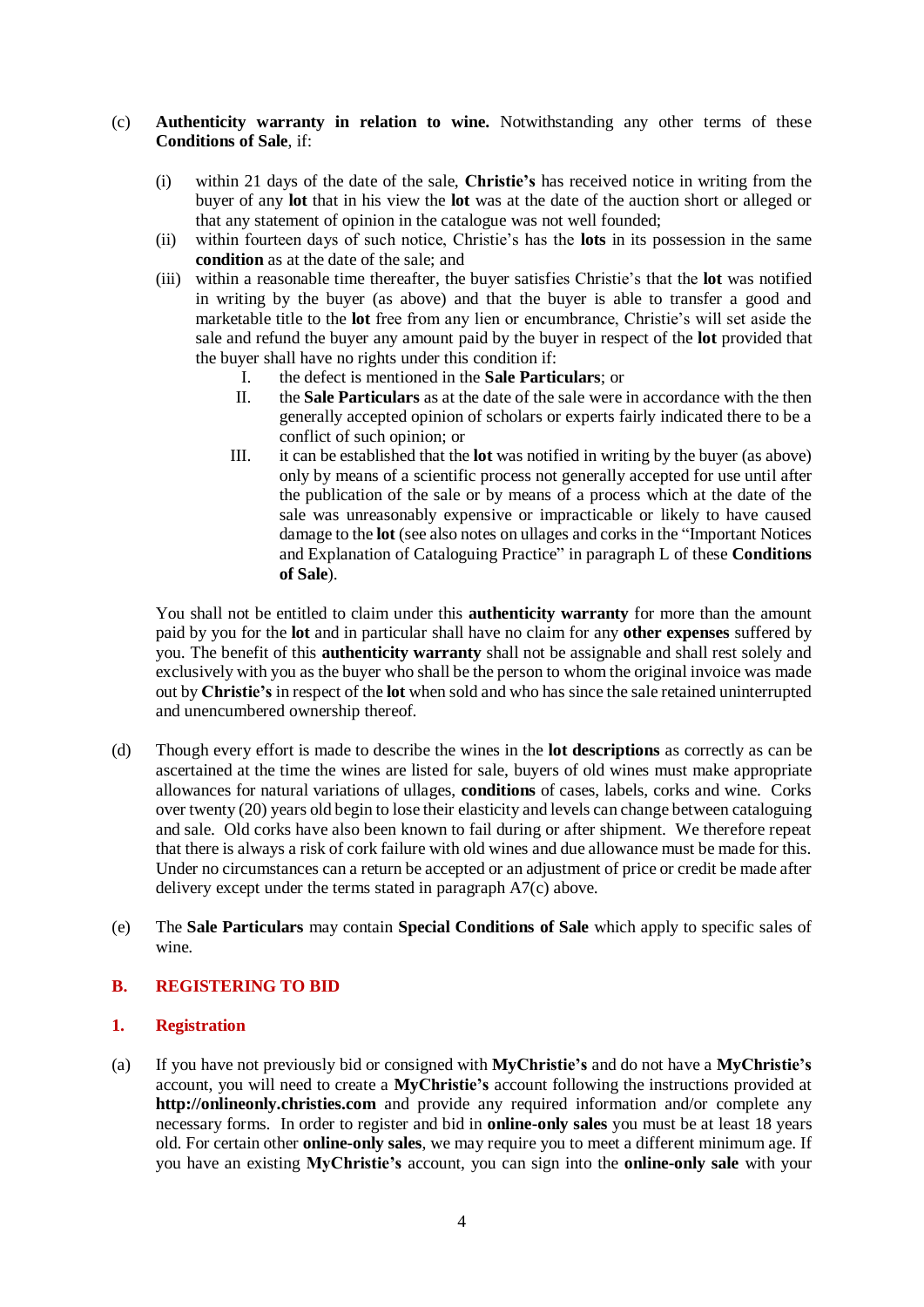(c) **Authenticity warranty in relation to wine.** Notwithstanding any other terms of these **Conditions of Sale**, if:

(i) within 21 days of the date of the sale, **Christie's** has received notice in writing from the buyer of any **lot** that in his view the **lot** was at the date of the auction short or alleged or that any statement of opinion in the catalogue was not well founded;

(ii) within fourteen days of such notice, Christie's has the **lots** in its possession in the same **condition** as at the date of the sale; and

(iii) within a reasonable time thereafter, the buyer satisfies Christie's that the **lot** was notified in writing by the buyer (as above) and that the buyer is able to transfer a good and marketable title to the **lot** free from any lien or encumbrance, Christie's will set aside the sale and refund the buyer any amount paid by the buyer in respect of the **lot** provided that the buyer shall have no rights under this condition if:

I. the defect is mentioned in the **Sale Particulars**; or

II. the **Sale Particulars** as at the date of the sale were in accordance with the then generally accepted opinion of scholars or experts fairly indicated there to be a conflict of such opinion; or

III. it can be established that the **lot** was notified in writing by the buyer (as above) only by means of a scientific process not generally accepted for use until after the publication of the sale or by means of a process which at the date of the sale was unreasonably expensive or impracticable or likely to have caused damage to the **lot** (see also notes on ullages and corks in the "Important Notices and Explanation of Cataloguing Practice" in paragraph L of these **Conditions of Sale**).

You shall not be entitled to claim under this **authenticity warranty** for more than the amount paid by you for the **lot** and in particular shall have no claim for any **other expenses** suffered by you. The benefit of this **authenticity warranty** shall not be assignable and shall rest solely and exclusively with you as the buyer who shall be the person to whom the original invoice was made out by **Christie's** in respect of the **lot** when sold and who has since the sale retained uninterrupted and unencumbered ownership thereof.

(d) Though every effort is made to describe the wines in the **lot descriptions** as correctly as can be ascertained at the time the wines are listed for sale, buyers of old wines must make appropriate allowances for natural variations of ullages, **conditions** of cases, labels, corks and wine. Corks over twenty (20) years old begin to lose their elasticity and levels can change between cataloguing and sale. Old corks have also been known to fail during or after shipment. We therefore repeat that there is always a risk of cork failure with old wines and due allowance must be made for this. Under no circumstances can a return be accepted or an adjustment of price or credit be made after delivery except under the terms stated in paragraph A7(c) above.

(e) The **Sale Particulars** may contain **Special Conditions of Sale** which apply to specific sales of wine.

## B. REGISTERING TO BID

### 1. Registration

(a) If you have not previously bid or consigned with **MyChristie's** and do not have a **MyChristie's** account, you will need to create a **MyChristie's** account following the instructions provided at **http://onlineonly.christies.com** and provide any required information and/or complete any necessary forms. In order to register and bid in **online-only sales** you must be at least 18 years old. For certain other **online-only sales**, we may require you to meet a different minimum age. If you have an existing **MyChristie's** account, you can sign into the **online-only sale** with your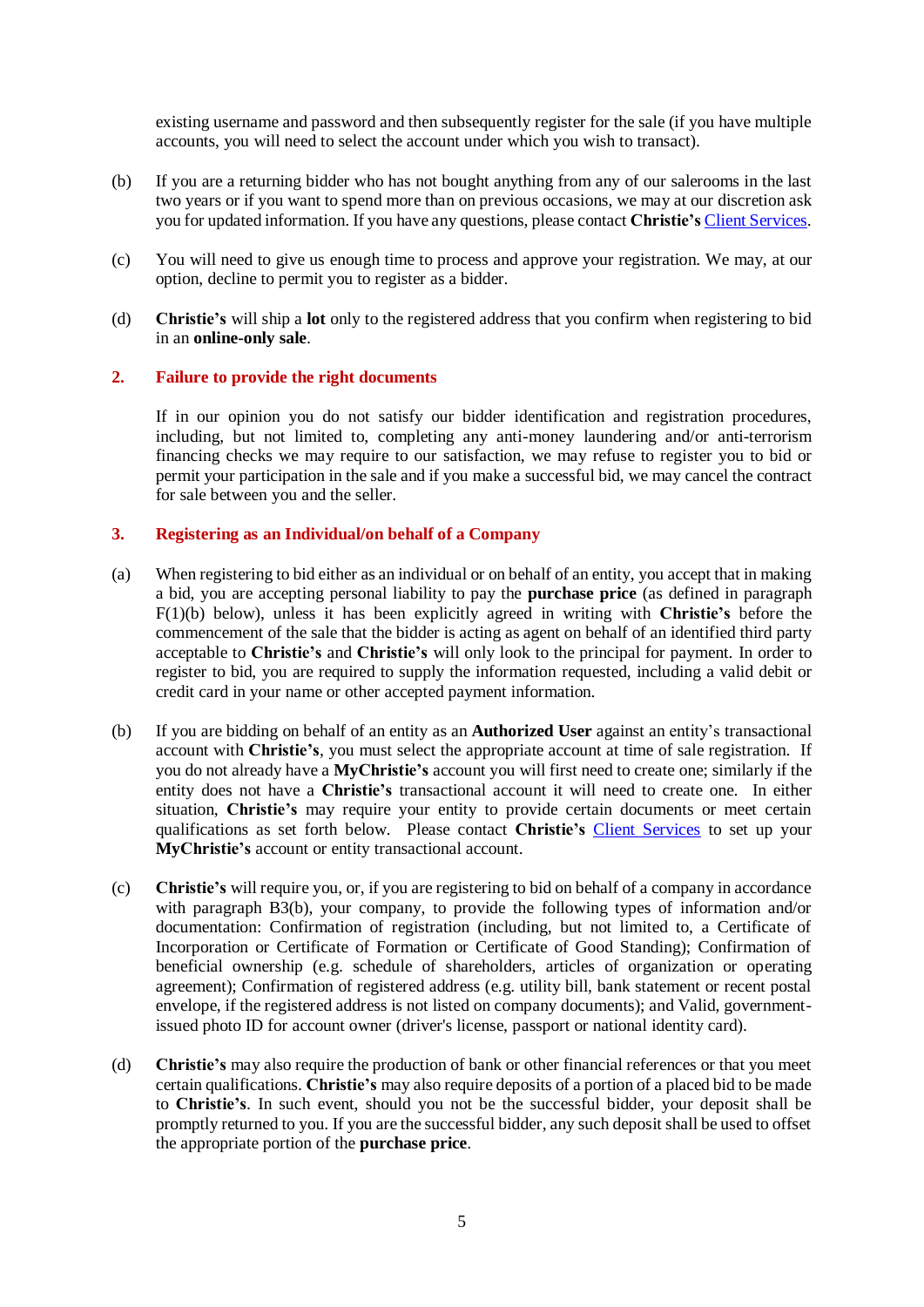existing username and password and then subsequently register for the sale (if you have multiple accounts, you will need to select the account under which you wish to transact).

(b) If you are a returning bidder who has not bought anything from any of our salerooms in the last two years or if you want to spend more than on previous occasions, we may at our discretion ask you for updated information. If you have any questions, please contact **Christie's** Client Services.

(c) You will need to give us enough time to process and approve your registration. We may, at our option, decline to permit you to register as a bidder.

(d) **Christie's** will ship a **lot** only to the registered address that you confirm when registering to bid in an **online-only sale**.

## 2. Failure to provide the right documents

If in our opinion you do not satisfy our bidder identification and registration procedures, including, but not limited to, completing any anti-money laundering and/or anti-terrorism financing checks we may require to our satisfaction, we may refuse to register you to bid or permit your participation in the sale and if you make a successful bid, we may cancel the contract for sale between you and the seller.

## 3. Registering as an Individual/on behalf of a Company

(a) When registering to bid either as an individual or on behalf of an entity, you accept that in making a bid, you are accepting personal liability to pay the **purchase price** (as defined in paragraph F(1)(b) below), unless it has been explicitly agreed in writing with **Christie's** before the commencement of the sale that the bidder is acting as agent on behalf of an identified third party acceptable to **Christie's** and **Christie's** will only look to the principal for payment. In order to register to bid, you are required to supply the information requested, including a valid debit or credit card in your name or other accepted payment information.

(b) If you are bidding on behalf of an entity as an **Authorized User** against an entity's transactional account with **Christie's**, you must select the appropriate account at time of sale registration. If you do not already have a **MyChristie's** account you will first need to create one; similarly if the entity does not have a **Christie's** transactional account it will need to create one. In either situation, **Christie's** may require your entity to provide certain documents or meet certain qualifications as set forth below. Please contact **Christie's** Client Services to set up your **MyChristie's** account or entity transactional account.

(c) **Christie's** will require you, or, if you are registering to bid on behalf of a company in accordance with paragraph B3(b), your company, to provide the following types of information and/or documentation: Confirmation of registration (including, but not limited to, a Certificate of Incorporation or Certificate of Formation or Certificate of Good Standing); Confirmation of beneficial ownership (e.g. schedule of shareholders, articles of organization or operating agreement); Confirmation of registered address (e.g. utility bill, bank statement or recent postal envelope, if the registered address is not listed on company documents); and Valid, government-issued photo ID for account owner (driver's license, passport or national identity card).

(d) **Christie's** may also require the production of bank or other financial references or that you meet certain qualifications. **Christie's** may also require deposits of a portion of a placed bid to be made to **Christie's**. In such event, should you not be the successful bidder, your deposit shall be promptly returned to you. If you are the successful bidder, any such deposit shall be used to offset the appropriate portion of the **purchase price**.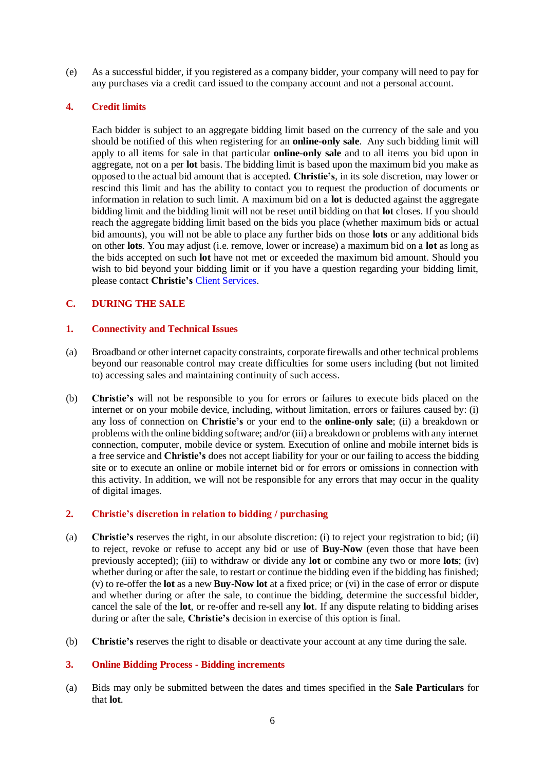(e) As a successful bidder, if you registered as a company bidder, your company will need to pay for any purchases via a credit card issued to the company account and not a personal account.

### 4. Credit limits

Each bidder is subject to an aggregate bidding limit based on the currency of the sale and you should be notified of this when registering for an **online-only sale**. Any such bidding limit will apply to all items for sale in that particular **online-only sale** and to all items you bid upon in aggregate, not on a per **lot** basis. The bidding limit is based upon the maximum bid you make as opposed to the actual bid amount that is accepted. **Christie's**, in its sole discretion, may lower or rescind this limit and has the ability to contact you to request the production of documents or information in relation to such limit. A maximum bid on a **lot** is deducted against the aggregate bidding limit and the bidding limit will not be reset until bidding on that **lot** closes. If you should reach the aggregate bidding limit based on the bids you place (whether maximum bids or actual bid amounts), you will not be able to place any further bids on those **lots** or any additional bids on other **lots**. You may adjust (i.e. remove, lower or increase) a maximum bid on a **lot** as long as the bids accepted on such **lot** have not met or exceeded the maximum bid amount. Should you wish to bid beyond your bidding limit or if you have a question regarding your bidding limit, please contact **Christie's** Client Services.

## C. DURING THE SALE

### 1. Connectivity and Technical Issues

(a) Broadband or other internet capacity constraints, corporate firewalls and other technical problems beyond our reasonable control may create difficulties for some users including (but not limited to) accessing sales and maintaining continuity of such access.

(b) **Christie's** will not be responsible to you for errors or failures to execute bids placed on the internet or on your mobile device, including, without limitation, errors or failures caused by: (i) any loss of connection on **Christie's** or your end to the **online-only sale**; (ii) a breakdown or problems with the online bidding software; and/or (iii) a breakdown or problems with any internet connection, computer, mobile device or system. Execution of online and mobile internet bids is a free service and **Christie's** does not accept liability for your or our failing to access the bidding site or to execute an online or mobile internet bid or for errors or omissions in connection with this activity. In addition, we will not be responsible for any errors that may occur in the quality of digital images.

### 2. Christie's discretion in relation to bidding / purchasing

(a) **Christie's** reserves the right, in our absolute discretion: (i) to reject your registration to bid; (ii) to reject, revoke or refuse to accept any bid or use of **Buy-Now** (even those that have been previously accepted); (iii) to withdraw or divide any **lot** or combine any two or more **lots**; (iv) whether during or after the sale, to restart or continue the bidding even if the bidding has finished; (v) to re-offer the **lot** as a new **Buy-Now lot** at a fixed price; or (vi) in the case of error or dispute and whether during or after the sale, to continue the bidding, determine the successful bidder, cancel the sale of the **lot**, or re-offer and re-sell any **lot**. If any dispute relating to bidding arises during or after the sale, **Christie's** decision in exercise of this option is final.

(b) **Christie's** reserves the right to disable or deactivate your account at any time during the sale.

### 3. Online Bidding Process - Bidding increments

(a) Bids may only be submitted between the dates and times specified in the **Sale Particulars** for that **lot**.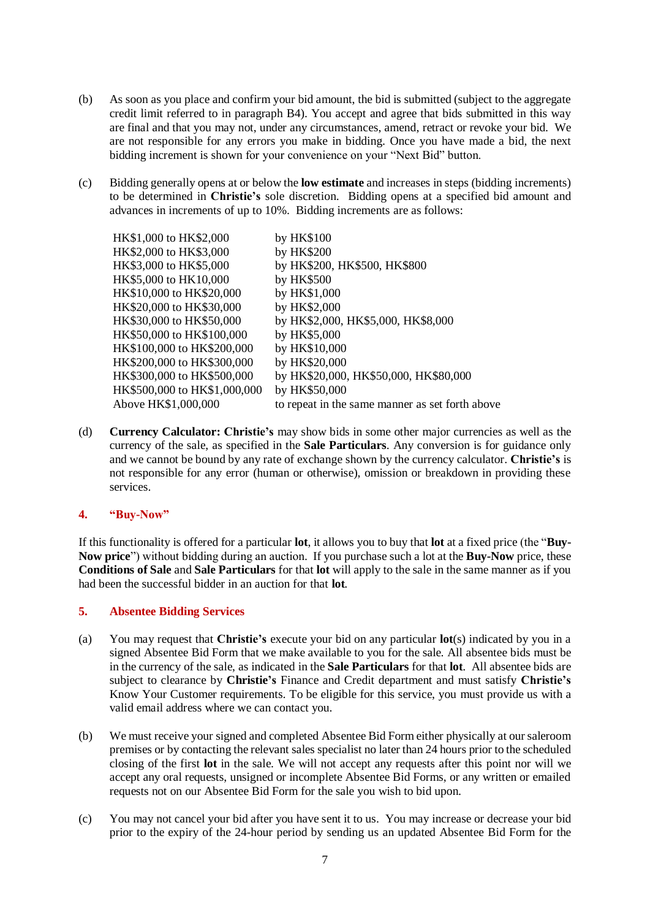(b) As soon as you place and confirm your bid amount, the bid is submitted (subject to the aggregate credit limit referred to in paragraph B4). You accept and agree that bids submitted in this way are final and that you may not, under any circumstances, amend, retract or revoke your bid. We are not responsible for any errors you make in bidding. Once you have made a bid, the next bidding increment is shown for your convenience on your "Next Bid" button.

(c) Bidding generally opens at or below the **low estimate** and increases in steps (bidding increments) to be determined in **Christie's** sole discretion. Bidding opens at a specified bid amount and advances in increments of up to 10%. Bidding increments are as follows:

| | |
|---|---|
| HK$1,000 to HK$2,000 | by HK$100 |
| HK$2,000 to HK$3,000 | by HK$200 |
| HK$3,000 to HK$5,000 | by HK$200, HK$500, HK$800 |
| HK$5,000 to HK10,000 | by HK$500 |
| HK$10,000 to HK$20,000 | by HK$1,000 |
| HK$20,000 to HK$30,000 | by HK$2,000 |
| HK$30,000 to HK$50,000 | by HK$2,000, HK$5,000, HK$8,000 |
| HK$50,000 to HK$100,000 | by HK$5,000 |
| HK$100,000 to HK$200,000 | by HK$10,000 |
| HK$200,000 to HK$300,000 | by HK$20,000 |
| HK$300,000 to HK$500,000 | by HK$20,000, HK$50,000, HK$80,000 |
| HK$500,000 to HK$1,000,000 | by HK$50,000 |
| Above HK$1,000,000 | to repeat in the same manner as set forth above |

(d) **Currency Calculator: Christie's** may show bids in some other major currencies as well as the currency of the sale, as specified in the **Sale Particulars**. Any conversion is for guidance only and we cannot be bound by any rate of exchange shown by the currency calculator. **Christie's** is not responsible for any error (human or otherwise), omission or breakdown in providing these services.

### 4. "Buy-Now"

If this functionality is offered for a particular **lot**, it allows you to buy that **lot** at a fixed price (the "**Buy-Now price**") without bidding during an auction. If you purchase such a lot at the **Buy-Now** price, these **Conditions of Sale** and **Sale Particulars** for that **lot** will apply to the sale in the same manner as if you had been the successful bidder in an auction for that **lot**.

### 5. Absentee Bidding Services

(a) You may request that **Christie's** execute your bid on any particular **lot**(s) indicated by you in a signed Absentee Bid Form that we make available to you for the sale. All absentee bids must be in the currency of the sale, as indicated in the **Sale Particulars** for that **lot**. All absentee bids are subject to clearance by **Christie's** Finance and Credit department and must satisfy **Christie's** Know Your Customer requirements. To be eligible for this service, you must provide us with a valid email address where we can contact you.

(b) We must receive your signed and completed Absentee Bid Form either physically at our saleroom premises or by contacting the relevant sales specialist no later than 24 hours prior to the scheduled closing of the first **lot** in the sale. We will not accept any requests after this point nor will we accept any oral requests, unsigned or incomplete Absentee Bid Forms, or any written or emailed requests not on our Absentee Bid Form for the sale you wish to bid upon.

(c) You may not cancel your bid after you have sent it to us. You may increase or decrease your bid prior to the expiry of the 24-hour period by sending us an updated Absentee Bid Form for the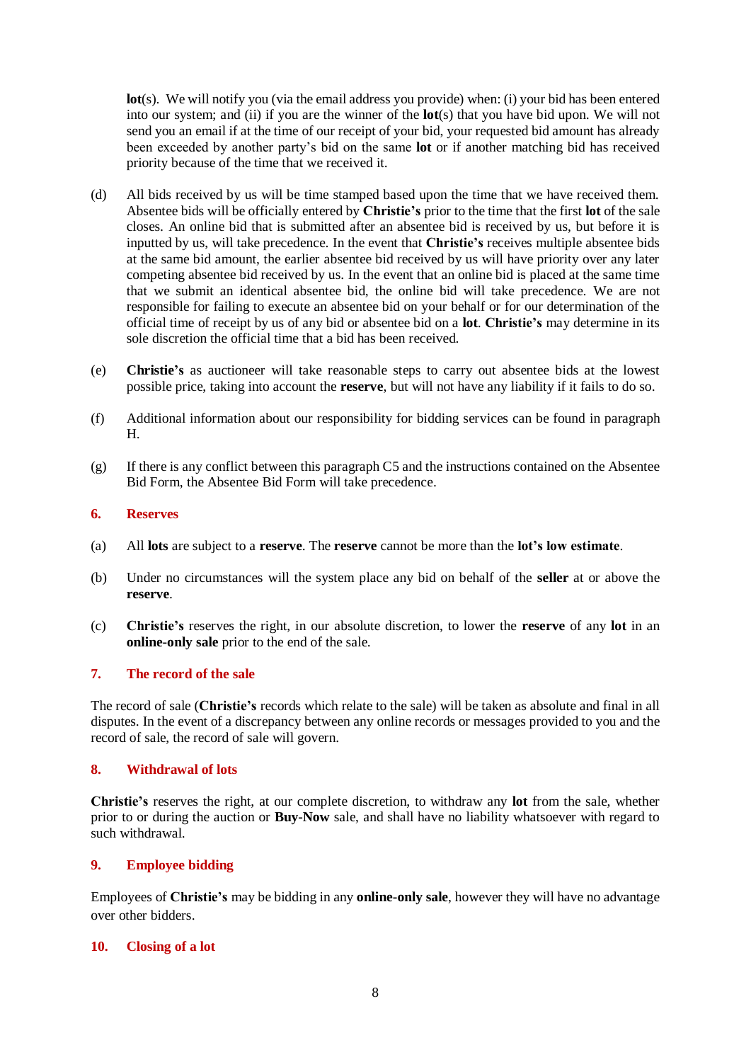**lot**(s). We will notify you (via the email address you provide) when: (i) your bid has been entered into our system; and (ii) if you are the winner of the **lot**(s) that you have bid upon. We will not send you an email if at the time of our receipt of your bid, your requested bid amount has already been exceeded by another party's bid on the same **lot** or if another matching bid has received priority because of the time that we received it.

(d) All bids received by us will be time stamped based upon the time that we have received them. Absentee bids will be officially entered by **Christie's** prior to the time that the first **lot** of the sale closes. An online bid that is submitted after an absentee bid is received by us, but before it is inputted by us, will take precedence. In the event that **Christie's** receives multiple absentee bids at the same bid amount, the earlier absentee bid received by us will have priority over any later competing absentee bid received by us. In the event that an online bid is placed at the same time that we submit an identical absentee bid, the online bid will take precedence. We are not responsible for failing to execute an absentee bid on your behalf or for our determination of the official time of receipt by us of any bid or absentee bid on a **lot**. **Christie's** may determine in its sole discretion the official time that a bid has been received.

(e) **Christie's** as auctioneer will take reasonable steps to carry out absentee bids at the lowest possible price, taking into account the **reserve**, but will not have any liability if it fails to do so.

(f) Additional information about our responsibility for bidding services can be found in paragraph H.

(g) If there is any conflict between this paragraph C5 and the instructions contained on the Absentee Bid Form, the Absentee Bid Form will take precedence.

### 6. Reserves

(a) All **lots** are subject to a **reserve**. The **reserve** cannot be more than the **lot's low estimate**.

(b) Under no circumstances will the system place any bid on behalf of the **seller** at or above the **reserve**.

(c) **Christie's** reserves the right, in our absolute discretion, to lower the **reserve** of any **lot** in an **online-only sale** prior to the end of the sale.

### 7. The record of the sale

The record of sale (**Christie's** records which relate to the sale) will be taken as absolute and final in all disputes. In the event of a discrepancy between any online records or messages provided to you and the record of sale, the record of sale will govern.

### 8. Withdrawal of lots

**Christie's** reserves the right, at our complete discretion, to withdraw any **lot** from the sale, whether prior to or during the auction or **Buy-Now** sale, and shall have no liability whatsoever with regard to such withdrawal.

### 9. Employee bidding

Employees of **Christie's** may be bidding in any **online-only sale**, however they will have no advantage over other bidders.

### 10. Closing of a lot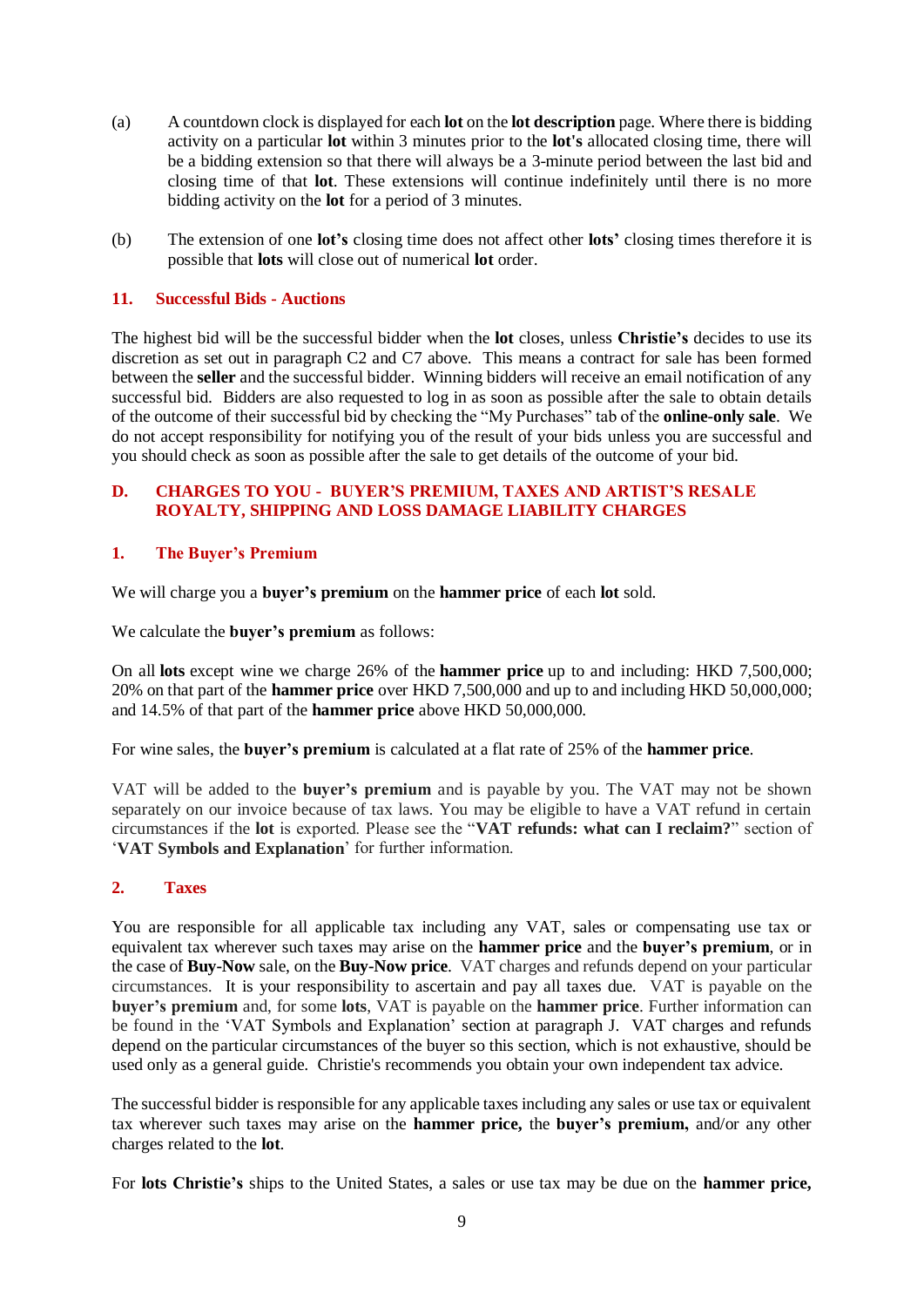(a) A countdown clock is displayed for each **lot** on the **lot description** page. Where there is bidding activity on a particular **lot** within 3 minutes prior to the **lot's** allocated closing time, there will be a bidding extension so that there will always be a 3-minute period between the last bid and closing time of that **lot**. These extensions will continue indefinitely until there is no more bidding activity on the **lot** for a period of 3 minutes.

(b) The extension of one **lot's** closing time does not affect other **lots'** closing times therefore it is possible that **lots** will close out of numerical **lot** order.

### 11. Successful Bids - Auctions

The highest bid will be the successful bidder when the **lot** closes, unless **Christie's** decides to use its discretion as set out in paragraph C2 and C7 above. This means a contract for sale has been formed between the **seller** and the successful bidder. Winning bidders will receive an email notification of any successful bid. Bidders are also requested to log in as soon as possible after the sale to obtain details of the outcome of their successful bid by checking the "My Purchases" tab of the **online-only sale**. We do not accept responsibility for notifying you of the result of your bids unless you are successful and you should check as soon as possible after the sale to get details of the outcome of your bid.

## D. CHARGES TO YOU - BUYER'S PREMIUM, TAXES AND ARTIST'S RESALE ROYALTY, SHIPPING AND LOSS DAMAGE LIABILITY CHARGES

### 1. The Buyer's Premium

We will charge you a **buyer's premium** on the **hammer price** of each **lot** sold.

We calculate the **buyer's premium** as follows:

On all **lots** except wine we charge 26% of the **hammer price** up to and including: HKD 7,500,000; 20% on that part of the **hammer price** over HKD 7,500,000 and up to and including HKD 50,000,000; and 14.5% of that part of the **hammer price** above HKD 50,000,000.

For wine sales, the **buyer's premium** is calculated at a flat rate of 25% of the **hammer price**.

VAT will be added to the **buyer's premium** and is payable by you. The VAT may not be shown separately on our invoice because of tax laws. You may be eligible to have a VAT refund in certain circumstances if the **lot** is exported. Please see the "**VAT refunds: what can I reclaim?**" section of '**VAT Symbols and Explanation**' for further information.

### 2. Taxes

You are responsible for all applicable tax including any VAT, sales or compensating use tax or equivalent tax wherever such taxes may arise on the **hammer price** and the **buyer's premium**, or in the case of **Buy-Now** sale, on the **Buy-Now price**. VAT charges and refunds depend on your particular circumstances. It is your responsibility to ascertain and pay all taxes due. VAT is payable on the **buyer's premium** and, for some **lots**, VAT is payable on the **hammer price**. Further information can be found in the 'VAT Symbols and Explanation' section at paragraph J. VAT charges and refunds depend on the particular circumstances of the buyer so this section, which is not exhaustive, should be used only as a general guide. Christie's recommends you obtain your own independent tax advice.

The successful bidder is responsible for any applicable taxes including any sales or use tax or equivalent tax wherever such taxes may arise on the **hammer price,** the **buyer's premium,** and/or any other charges related to the **lot**.

For **lots Christie's** ships to the United States, a sales or use tax may be due on the **hammer price,**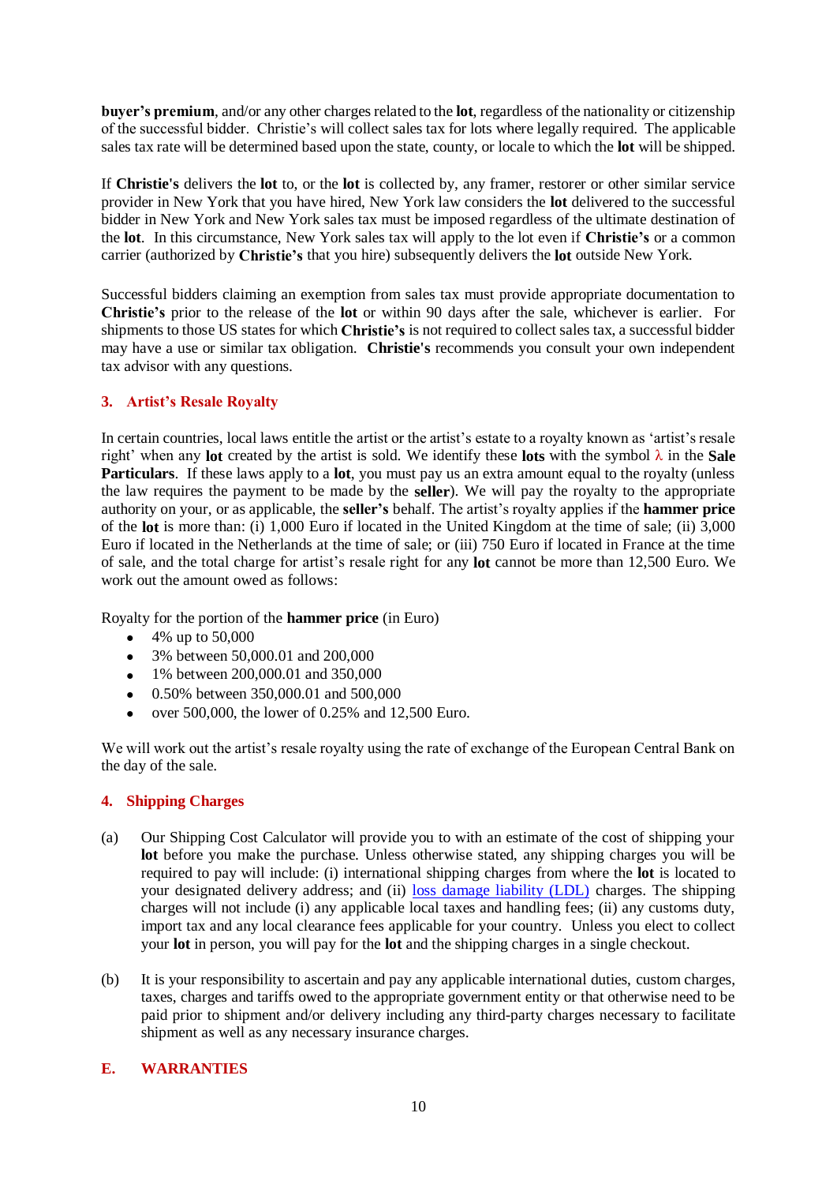**buyer's premium**, and/or any other charges related to the **lot**, regardless of the nationality or citizenship of the successful bidder. Christie's will collect sales tax for lots where legally required. The applicable sales tax rate will be determined based upon the state, county, or locale to which the **lot** will be shipped.

If **Christie's** delivers the **lot** to, or the **lot** is collected by, any framer, restorer or other similar service provider in New York that you have hired, New York law considers the **lot** delivered to the successful bidder in New York and New York sales tax must be imposed regardless of the ultimate destination of the **lot**. In this circumstance, New York sales tax will apply to the lot even if **Christie's** or a common carrier (authorized by **Christie's** that you hire) subsequently delivers the **lot** outside New York.

Successful bidders claiming an exemption from sales tax must provide appropriate documentation to **Christie's** prior to the release of the **lot** or within 90 days after the sale, whichever is earlier. For shipments to those US states for which **Christie's** is not required to collect sales tax, a successful bidder may have a use or similar tax obligation. **Christie's** recommends you consult your own independent tax advisor with any questions.

### 3. Artist's Resale Royalty

In certain countries, local laws entitle the artist or the artist's estate to a royalty known as 'artist's resale right' when any **lot** created by the artist is sold. We identify these **lots** with the symbol λ in the **Sale Particulars**. If these laws apply to a **lot**, you must pay us an extra amount equal to the royalty (unless the law requires the payment to be made by the **seller**). We will pay the royalty to the appropriate authority on your, or as applicable, the **seller's** behalf. The artist's royalty applies if the **hammer price** of the **lot** is more than: (i) 1,000 Euro if located in the United Kingdom at the time of sale; (ii) 3,000 Euro if located in the Netherlands at the time of sale; or (iii) 750 Euro if located in France at the time of sale, and the total charge for artist's resale right for any **lot** cannot be more than 12,500 Euro. We work out the amount owed as follows:

Royalty for the portion of the **hammer price** (in Euro)

- 4% up to 50,000
- 3% between 50,000.01 and 200,000
- 1% between 200,000.01 and 350,000
- 0.50% between 350,000.01 and 500,000
- over 500,000, the lower of 0.25% and 12,500 Euro.

We will work out the artist's resale royalty using the rate of exchange of the European Central Bank on the day of the sale.

### 4. Shipping Charges

(a) Our Shipping Cost Calculator will provide you to with an estimate of the cost of shipping your **lot** before you make the purchase. Unless otherwise stated, any shipping charges you will be required to pay will include: (i) international shipping charges from where the **lot** is located to your designated delivery address; and (ii) loss damage liability (LDL) charges. The shipping charges will not include (i) any applicable local taxes and handling fees; (ii) any customs duty, import tax and any local clearance fees applicable for your country. Unless you elect to collect your **lot** in person, you will pay for the **lot** and the shipping charges in a single checkout.

(b) It is your responsibility to ascertain and pay any applicable international duties, custom charges, taxes, charges and tariffs owed to the appropriate government entity or that otherwise need to be paid prior to shipment and/or delivery including any third-party charges necessary to facilitate shipment as well as any necessary insurance charges.

## E. WARRANTIES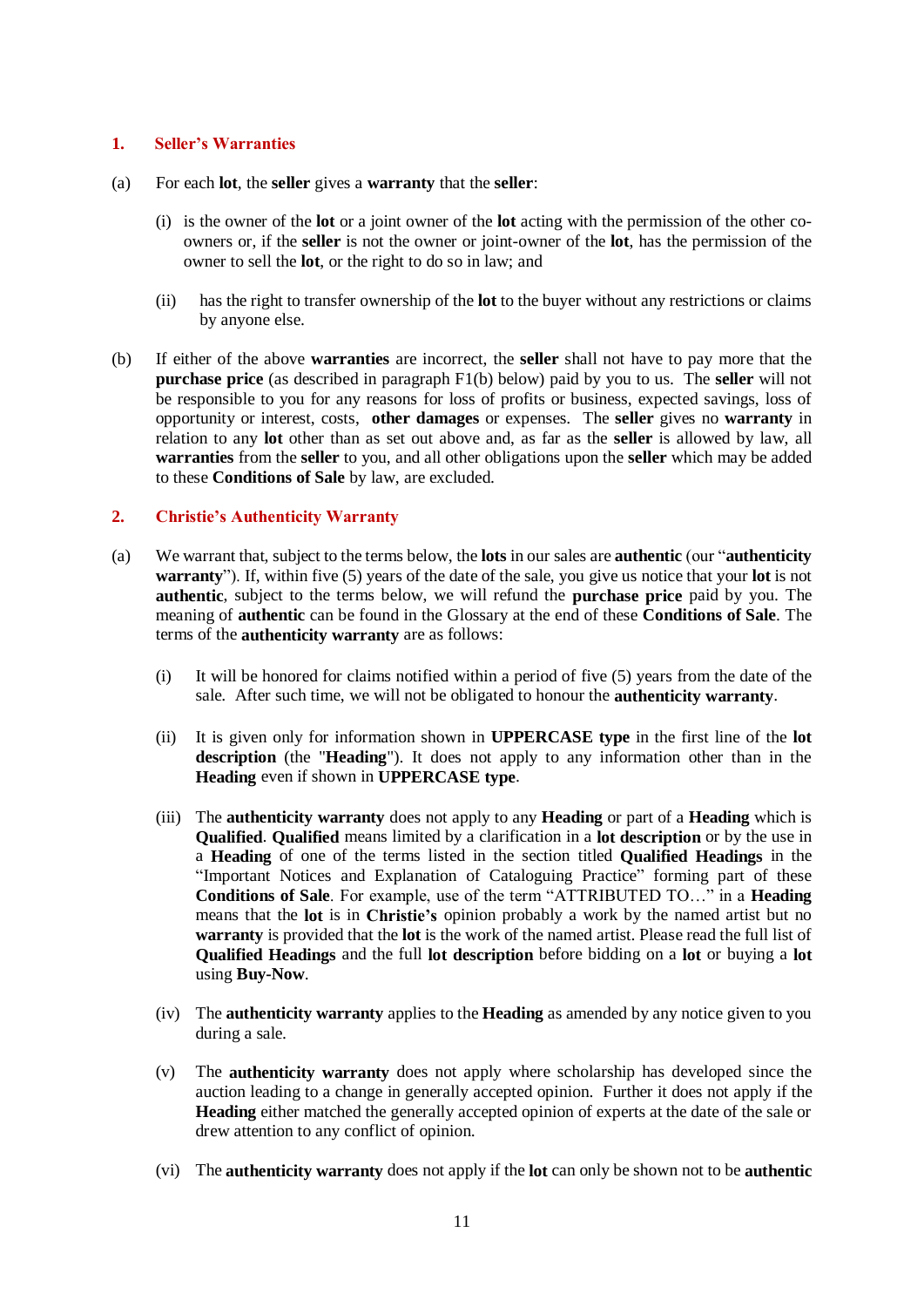## 1. Seller's Warranties

(a) For each **lot**, the **seller** gives a **warranty** that the **seller**:

(i) is the owner of the **lot** or a joint owner of the **lot** acting with the permission of the other co-owners or, if the **seller** is not the owner or joint-owner of the **lot**, has the permission of the owner to sell the **lot**, or the right to do so in law; and

(ii) has the right to transfer ownership of the **lot** to the buyer without any restrictions or claims by anyone else.

(b) If either of the above **warranties** are incorrect, the **seller** shall not have to pay more that the **purchase price** (as described in paragraph F1(b) below) paid by you to us. The **seller** will not be responsible to you for any reasons for loss of profits or business, expected savings, loss of opportunity or interest, costs, **other damages** or expenses. The **seller** gives no **warranty** in relation to any **lot** other than as set out above and, as far as the **seller** is allowed by law, all **warranties** from the **seller** to you, and all other obligations upon the **seller** which may be added to these **Conditions of Sale** by law, are excluded.

## 2. Christie's Authenticity Warranty

(a) We warrant that, subject to the terms below, the **lots** in our sales are **authentic** (our "**authenticity warranty**"). If, within five (5) years of the date of the sale, you give us notice that your **lot** is not **authentic**, subject to the terms below, we will refund the **purchase price** paid by you. The meaning of **authentic** can be found in the Glossary at the end of these **Conditions of Sale**. The terms of the **authenticity warranty** are as follows:

(i) It will be honored for claims notified within a period of five (5) years from the date of the sale. After such time, we will not be obligated to honour the **authenticity warranty**.

(ii) It is given only for information shown in **UPPERCASE type** in the first line of the **lot description** (the "**Heading**"). It does not apply to any information other than in the **Heading** even if shown in **UPPERCASE type**.

(iii) The **authenticity warranty** does not apply to any **Heading** or part of a **Heading** which is **Qualified**. **Qualified** means limited by a clarification in a **lot description** or by the use in a **Heading** of one of the terms listed in the section titled **Qualified Headings** in the "Important Notices and Explanation of Cataloguing Practice" forming part of these **Conditions of Sale**. For example, use of the term "ATTRIBUTED TO…" in a **Heading** means that the **lot** is in **Christie's** opinion probably a work by the named artist but no **warranty** is provided that the **lot** is the work of the named artist. Please read the full list of **Qualified Headings** and the full **lot description** before bidding on a **lot** or buying a **lot** using **Buy-Now**.

(iv) The **authenticity warranty** applies to the **Heading** as amended by any notice given to you during a sale.

(v) The **authenticity warranty** does not apply where scholarship has developed since the auction leading to a change in generally accepted opinion. Further it does not apply if the **Heading** either matched the generally accepted opinion of experts at the date of the sale or drew attention to any conflict of opinion.

(vi) The **authenticity warranty** does not apply if the **lot** can only be shown not to be **authentic**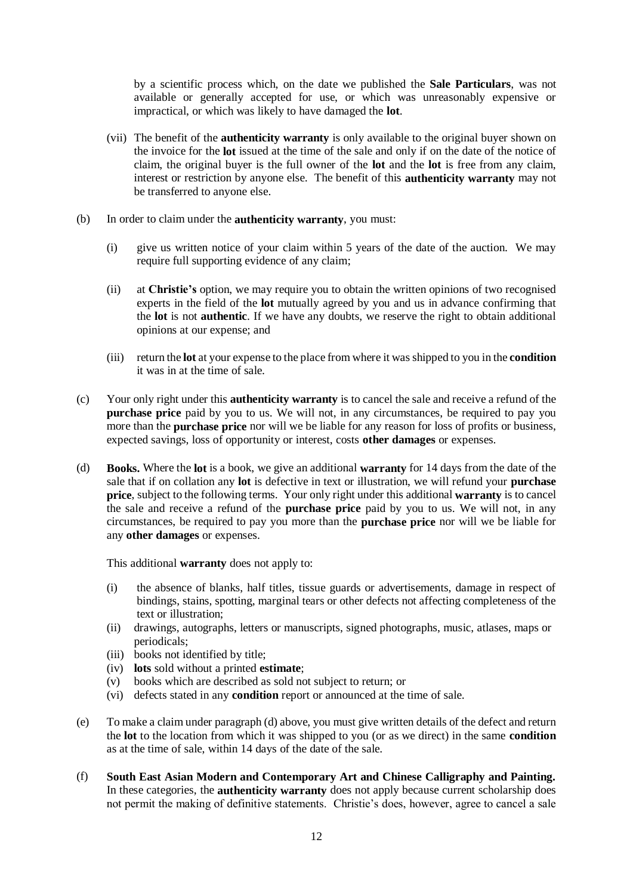by a scientific process which, on the date we published the **Sale Particulars**, was not available or generally accepted for use, or which was unreasonably expensive or impractical, or which was likely to have damaged the **lot**.

(vii) The benefit of the **authenticity warranty** is only available to the original buyer shown on the invoice for the **lot** issued at the time of the sale and only if on the date of the notice of claim, the original buyer is the full owner of the **lot** and the **lot** is free from any claim, interest or restriction by anyone else. The benefit of this **authenticity warranty** may not be transferred to anyone else.

(b) In order to claim under the **authenticity warranty**, you must:

(i) give us written notice of your claim within 5 years of the date of the auction. We may require full supporting evidence of any claim;

(ii) at **Christie's** option, we may require you to obtain the written opinions of two recognised experts in the field of the **lot** mutually agreed by you and us in advance confirming that the **lot** is not **authentic**. If we have any doubts, we reserve the right to obtain additional opinions at our expense; and

(iii) return the **lot** at your expense to the place from where it was shipped to you in the **condition** it was in at the time of sale.

(c) Your only right under this **authenticity warranty** is to cancel the sale and receive a refund of the **purchase price** paid by you to us. We will not, in any circumstances, be required to pay you more than the **purchase price** nor will we be liable for any reason for loss of profits or business, expected savings, loss of opportunity or interest, costs **other damages** or expenses.

(d) **Books.** Where the **lot** is a book, we give an additional **warranty** for 14 days from the date of the sale that if on collation any **lot** is defective in text or illustration, we will refund your **purchase price**, subject to the following terms. Your only right under this additional **warranty** is to cancel the sale and receive a refund of the **purchase price** paid by you to us. We will not, in any circumstances, be required to pay you more than the **purchase price** nor will we be liable for any **other damages** or expenses.

This additional **warranty** does not apply to:

(i) the absence of blanks, half titles, tissue guards or advertisements, damage in respect of bindings, stains, spotting, marginal tears or other defects not affecting completeness of the text or illustration;
(ii) drawings, autographs, letters or manuscripts, signed photographs, music, atlases, maps or periodicals;
(iii) books not identified by title;
(iv) **lots** sold without a printed **estimate**;
(v) books which are described as sold not subject to return; or
(vi) defects stated in any **condition** report or announced at the time of sale.

(e) To make a claim under paragraph (d) above, you must give written details of the defect and return the **lot** to the location from which it was shipped to you (or as we direct) in the same **condition** as at the time of sale, within 14 days of the date of the sale.

(f) **South East Asian Modern and Contemporary Art and Chinese Calligraphy and Painting.** In these categories, the **authenticity warranty** does not apply because current scholarship does not permit the making of definitive statements. Christie's does, however, agree to cancel a sale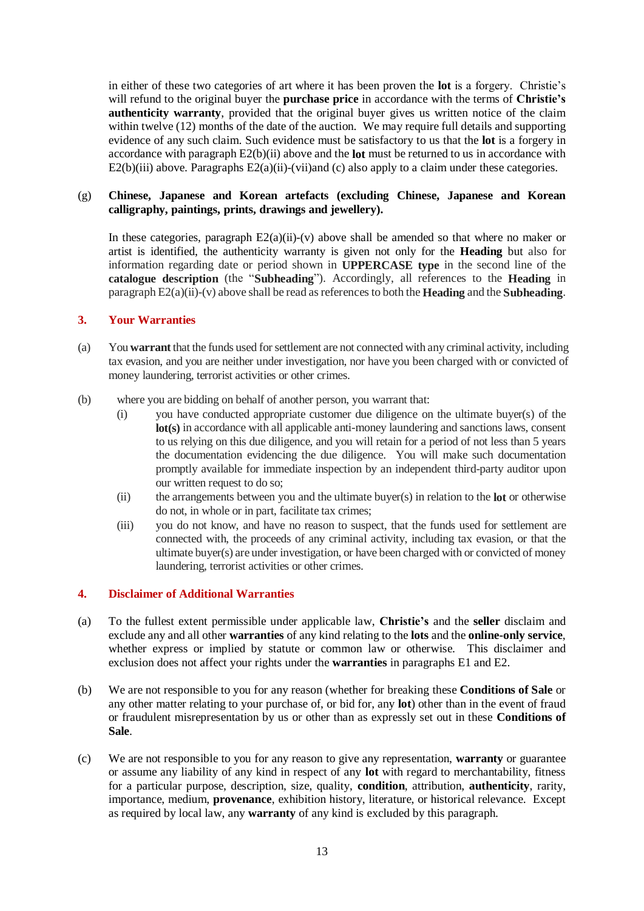in either of these two categories of art where it has been proven the **lot** is a forgery. Christie's will refund to the original buyer the **purchase price** in accordance with the terms of **Christie's authenticity warranty**, provided that the original buyer gives us written notice of the claim within twelve (12) months of the date of the auction. We may require full details and supporting evidence of any such claim. Such evidence must be satisfactory to us that the **lot** is a forgery in accordance with paragraph E2(b)(ii) above and the **lot** must be returned to us in accordance with E2(b)(iii) above. Paragraphs E2(a)(ii)-(vii)and (c) also apply to a claim under these categories.

(g) **Chinese, Japanese and Korean artefacts (excluding Chinese, Japanese and Korean calligraphy, paintings, prints, drawings and jewellery).**

In these categories, paragraph E2(a)(ii)-(v) above shall be amended so that where no maker or artist is identified, the authenticity warranty is given not only for the **Heading** but also for information regarding date or period shown in **UPPERCASE type** in the second line of the **catalogue description** (the "**Subheading**"). Accordingly, all references to the **Heading** in paragraph E2(a)(ii)-(v) above shall be read as references to both the **Heading** and the **Subheading**.

## 3. Your Warranties

(a) You **warrant** that the funds used for settlement are not connected with any criminal activity, including tax evasion, and you are neither under investigation, nor have you been charged with or convicted of money laundering, terrorist activities or other crimes.

(b) where you are bidding on behalf of another person, you warrant that:

(i) you have conducted appropriate customer due diligence on the ultimate buyer(s) of the **lot(s)** in accordance with all applicable anti-money laundering and sanctions laws, consent to us relying on this due diligence, and you will retain for a period of not less than 5 years the documentation evidencing the due diligence. You will make such documentation promptly available for immediate inspection by an independent third-party auditor upon our written request to do so;

(ii) the arrangements between you and the ultimate buyer(s) in relation to the **lot** or otherwise do not, in whole or in part, facilitate tax crimes;

(iii) you do not know, and have no reason to suspect, that the funds used for settlement are connected with, the proceeds of any criminal activity, including tax evasion, or that the ultimate buyer(s) are under investigation, or have been charged with or convicted of money laundering, terrorist activities or other crimes.

## 4. Disclaimer of Additional Warranties

(a) To the fullest extent permissible under applicable law, **Christie's** and the **seller** disclaim and exclude any and all other **warranties** of any kind relating to the **lots** and the **online-only service**, whether express or implied by statute or common law or otherwise. This disclaimer and exclusion does not affect your rights under the **warranties** in paragraphs E1 and E2.

(b) We are not responsible to you for any reason (whether for breaking these **Conditions of Sale** or any other matter relating to your purchase of, or bid for, any **lot**) other than in the event of fraud or fraudulent misrepresentation by us or other than as expressly set out in these **Conditions of Sale**.

(c) We are not responsible to you for any reason to give any representation, **warranty** or guarantee or assume any liability of any kind in respect of any **lot** with regard to merchantability, fitness for a particular purpose, description, size, quality, **condition**, attribution, **authenticity**, rarity, importance, medium, **provenance**, exhibition history, literature, or historical relevance. Except as required by local law, any **warranty** of any kind is excluded by this paragraph.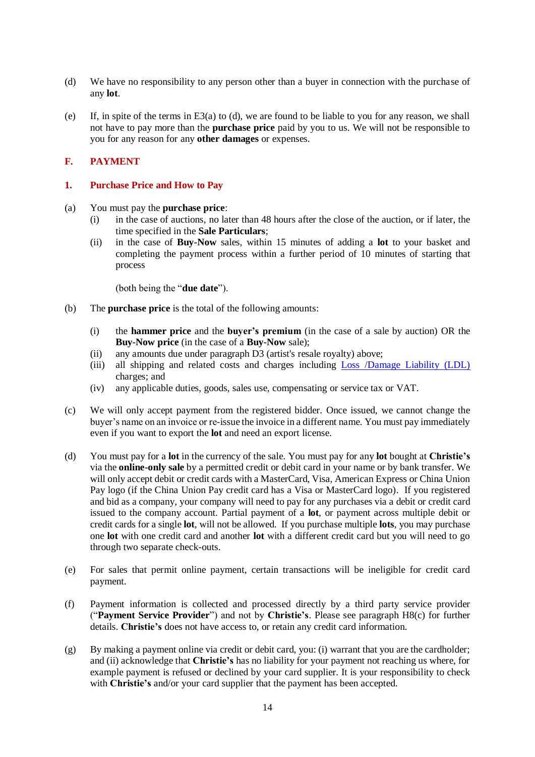(d) We have no responsibility to any person other than a buyer in connection with the purchase of any **lot**.

(e) If, in spite of the terms in E3(a) to (d), we are found to be liable to you for any reason, we shall not have to pay more than the **purchase price** paid by you to us. We will not be responsible to you for any reason for any **other damages** or expenses.

## F. PAYMENT

### 1. Purchase Price and How to Pay

(a) You must pay the **purchase price**:
   (i) in the case of auctions, no later than 48 hours after the close of the auction, or if later, the time specified in the **Sale Particulars**;
   (ii) in the case of **Buy-Now** sales, within 15 minutes of adding a **lot** to your basket and completing the payment process within a further period of 10 minutes of starting that process

   (both being the "**due date**").

(b) The **purchase price** is the total of the following amounts:

   (i) the **hammer price** and the **buyer's premium** (in the case of a sale by auction) OR the **Buy-Now price** (in the case of a **Buy-Now** sale);
   (ii) any amounts due under paragraph D3 (artist's resale royalty) above;
   (iii) all shipping and related costs and charges including Loss /Damage Liability (LDL) charges; and
   (iv) any applicable duties, goods, sales use, compensating or service tax or VAT.

(c) We will only accept payment from the registered bidder. Once issued, we cannot change the buyer's name on an invoice or re-issue the invoice in a different name. You must pay immediately even if you want to export the **lot** and need an export license.

(d) You must pay for a **lot** in the currency of the sale. You must pay for any **lot** bought at **Christie's** via the **online-only sale** by a permitted credit or debit card in your name or by bank transfer. We will only accept debit or credit cards with a MasterCard, Visa, American Express or China Union Pay logo (if the China Union Pay credit card has a Visa or MasterCard logo). If you registered and bid as a company, your company will need to pay for any purchases via a debit or credit card issued to the company account. Partial payment of a **lot**, or payment across multiple debit or credit cards for a single **lot**, will not be allowed. If you purchase multiple **lots**, you may purchase one **lot** with one credit card and another **lot** with a different credit card but you will need to go through two separate check-outs.

(e) For sales that permit online payment, certain transactions will be ineligible for credit card payment.

(f) Payment information is collected and processed directly by a third party service provider ("**Payment Service Provider**") and not by **Christie's**. Please see paragraph H8(c) for further details. **Christie's** does not have access to, or retain any credit card information.

(g) By making a payment online via credit or debit card, you: (i) warrant that you are the cardholder; and (ii) acknowledge that **Christie's** has no liability for your payment not reaching us where, for example payment is refused or declined by your card supplier. It is your responsibility to check with **Christie's** and/or your card supplier that the payment has been accepted.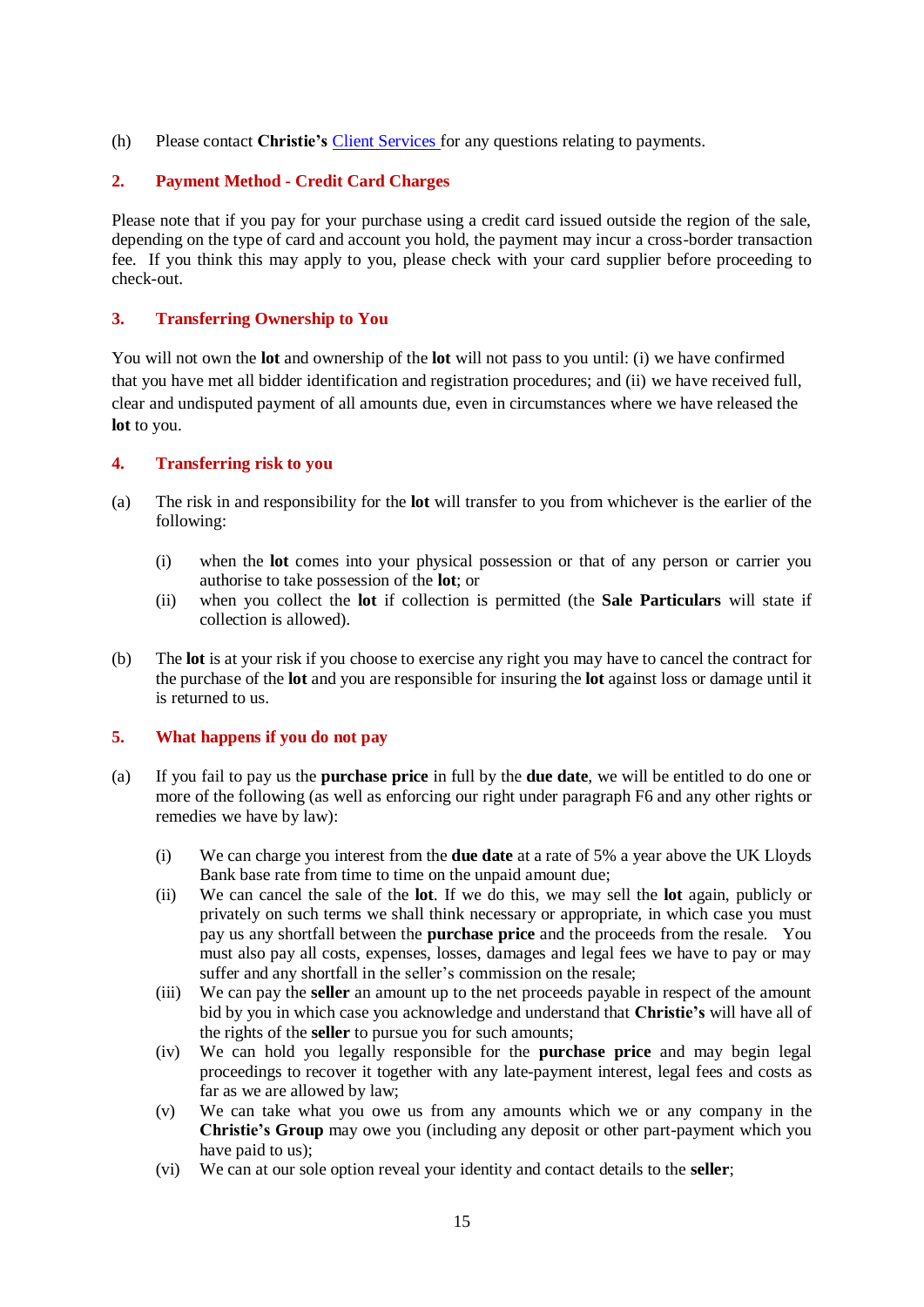(h) Please contact **Christie's** Client Services for any questions relating to payments.

## 2. Payment Method - Credit Card Charges

Please note that if you pay for your purchase using a credit card issued outside the region of the sale, depending on the type of card and account you hold, the payment may incur a cross-border transaction fee. If you think this may apply to you, please check with your card supplier before proceeding to check-out.

## 3. Transferring Ownership to You

You will not own the **lot** and ownership of the **lot** will not pass to you until: (i) we have confirmed that you have met all bidder identification and registration procedures; and (ii) we have received full, clear and undisputed payment of all amounts due, even in circumstances where we have released the **lot** to you.

## 4. Transferring risk to you

(a) The risk in and responsibility for the **lot** will transfer to you from whichever is the earlier of the following:

- (i) when the **lot** comes into your physical possession or that of any person or carrier you authorise to take possession of the **lot**; or
- (ii) when you collect the **lot** if collection is permitted (the **Sale Particulars** will state if collection is allowed).

(b) The **lot** is at your risk if you choose to exercise any right you may have to cancel the contract for the purchase of the **lot** and you are responsible for insuring the **lot** against loss or damage until it is returned to us.

## 5. What happens if you do not pay

(a) If you fail to pay us the **purchase price** in full by the **due date**, we will be entitled to do one or more of the following (as well as enforcing our right under paragraph F6 and any other rights or remedies we have by law):

- (i) We can charge you interest from the **due date** at a rate of 5% a year above the UK Lloyds Bank base rate from time to time on the unpaid amount due;
- (ii) We can cancel the sale of the **lot**. If we do this, we may sell the **lot** again, publicly or privately on such terms we shall think necessary or appropriate, in which case you must pay us any shortfall between the **purchase price** and the proceeds from the resale. You must also pay all costs, expenses, losses, damages and legal fees we have to pay or may suffer and any shortfall in the seller's commission on the resale;
- (iii) We can pay the **seller** an amount up to the net proceeds payable in respect of the amount bid by you in which case you acknowledge and understand that **Christie's** will have all of the rights of the **seller** to pursue you for such amounts;
- (iv) We can hold you legally responsible for the **purchase price** and may begin legal proceedings to recover it together with any late-payment interest, legal fees and costs as far as we are allowed by law;
- (v) We can take what you owe us from any amounts which we or any company in the **Christie's Group** may owe you (including any deposit or other part-payment which you have paid to us);
- (vi) We can at our sole option reveal your identity and contact details to the **seller**;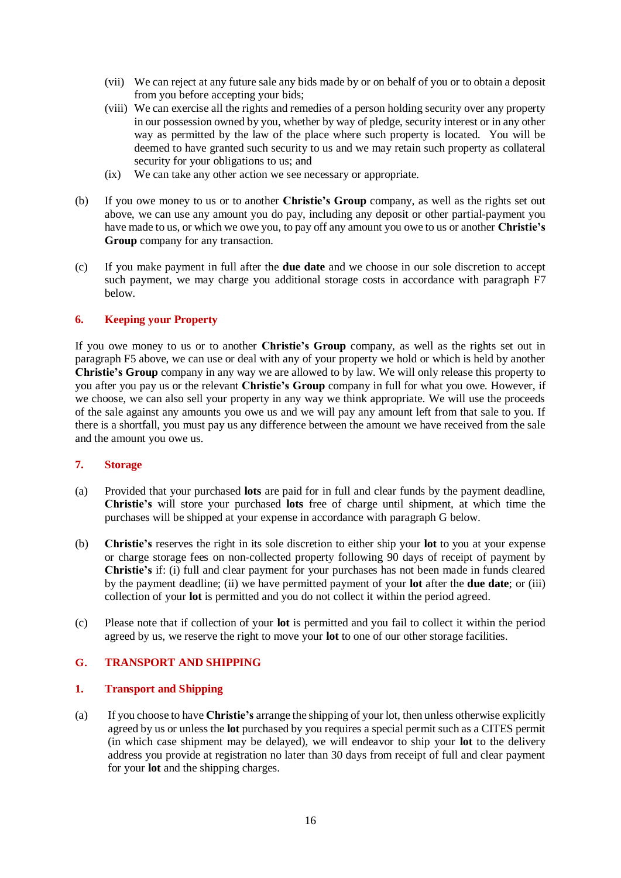(vii) We can reject at any future sale any bids made by or on behalf of you or to obtain a deposit from you before accepting your bids;

(viii) We can exercise all the rights and remedies of a person holding security over any property in our possession owned by you, whether by way of pledge, security interest or in any other way as permitted by the law of the place where such property is located. You will be deemed to have granted such security to us and we may retain such property as collateral security for your obligations to us; and

(ix) We can take any other action we see necessary or appropriate.

(b) If you owe money to us or to another **Christie's Group** company, as well as the rights set out above, we can use any amount you do pay, including any deposit or other partial-payment you have made to us, or which we owe you, to pay off any amount you owe to us or another **Christie's Group** company for any transaction.

(c) If you make payment in full after the **due date** and we choose in our sole discretion to accept such payment, we may charge you additional storage costs in accordance with paragraph F7 below.

### 6. Keeping your Property

If you owe money to us or to another **Christie's Group** company, as well as the rights set out in paragraph F5 above, we can use or deal with any of your property we hold or which is held by another **Christie's Group** company in any way we are allowed to by law. We will only release this property to you after you pay us or the relevant **Christie's Group** company in full for what you owe. However, if we choose, we can also sell your property in any way we think appropriate. We will use the proceeds of the sale against any amounts you owe us and we will pay any amount left from that sale to you. If there is a shortfall, you must pay us any difference between the amount we have received from the sale and the amount you owe us.

### 7. Storage

(a) Provided that your purchased **lots** are paid for in full and clear funds by the payment deadline, **Christie's** will store your purchased **lots** free of charge until shipment, at which time the purchases will be shipped at your expense in accordance with paragraph G below.

(b) **Christie's** reserves the right in its sole discretion to either ship your **lot** to you at your expense or charge storage fees on non-collected property following 90 days of receipt of payment by **Christie's** if: (i) full and clear payment for your purchases has not been made in funds cleared by the payment deadline; (ii) we have permitted payment of your **lot** after the **due date**; or (iii) collection of your **lot** is permitted and you do not collect it within the period agreed.

(c) Please note that if collection of your **lot** is permitted and you fail to collect it within the period agreed by us, we reserve the right to move your **lot** to one of our other storage facilities.

## G. TRANSPORT AND SHIPPING

### 1. Transport and Shipping

(a) If you choose to have **Christie's** arrange the shipping of your lot, then unless otherwise explicitly agreed by us or unless the **lot** purchased by you requires a special permit such as a CITES permit (in which case shipment may be delayed), we will endeavor to ship your **lot** to the delivery address you provide at registration no later than 30 days from receipt of full and clear payment for your **lot** and the shipping charges.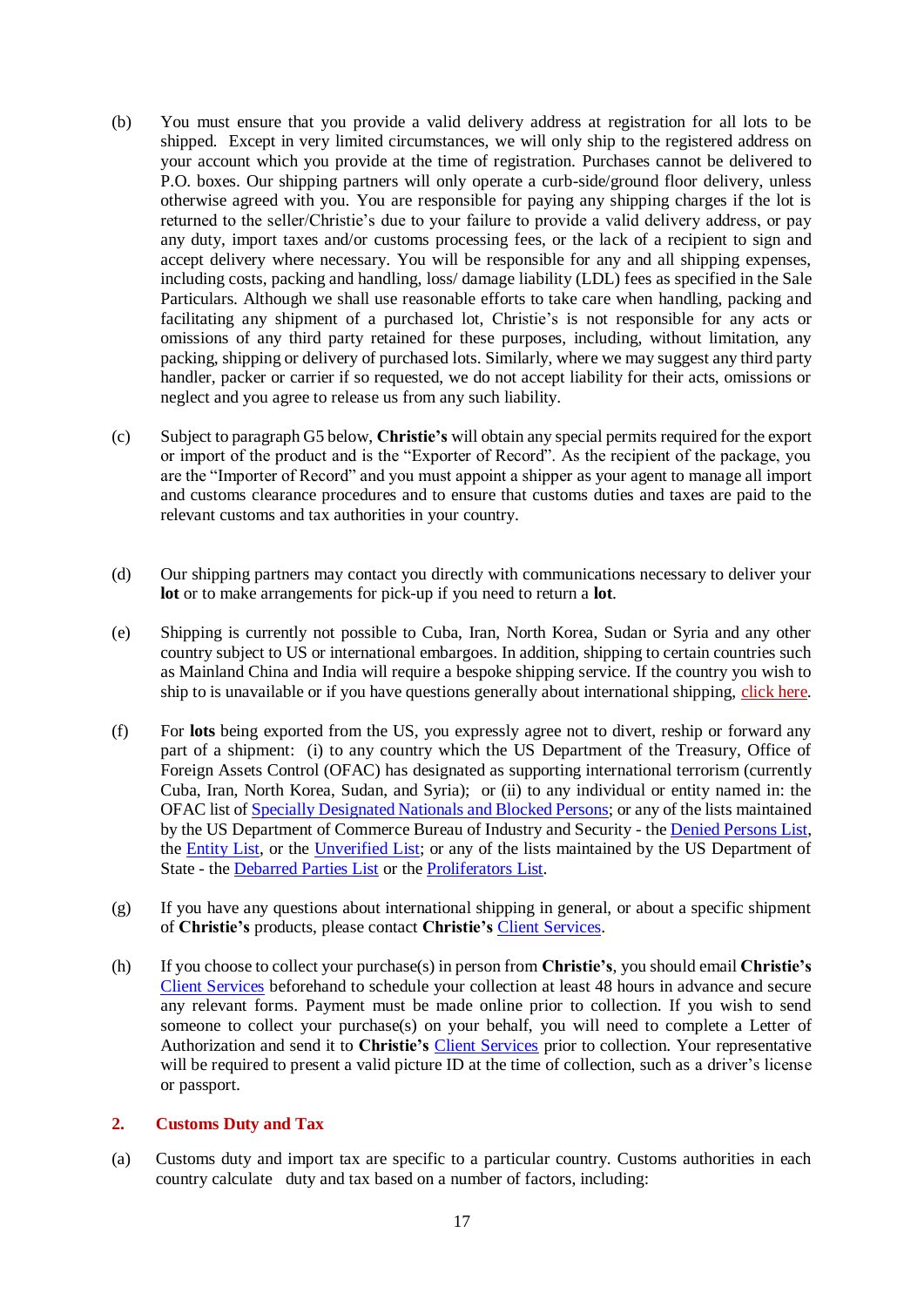(b) You must ensure that you provide a valid delivery address at registration for all lots to be shipped. Except in very limited circumstances, we will only ship to the registered address on your account which you provide at the time of registration. Purchases cannot be delivered to P.O. boxes. Our shipping partners will only operate a curb-side/ground floor delivery, unless otherwise agreed with you. You are responsible for paying any shipping charges if the lot is returned to the seller/Christie's due to your failure to provide a valid delivery address, or pay any duty, import taxes and/or customs processing fees, or the lack of a recipient to sign and accept delivery where necessary. You will be responsible for any and all shipping expenses, including costs, packing and handling, loss/ damage liability (LDL) fees as specified in the Sale Particulars. Although we shall use reasonable efforts to take care when handling, packing and facilitating any shipment of a purchased lot, Christie's is not responsible for any acts or omissions of any third party retained for these purposes, including, without limitation, any packing, shipping or delivery of purchased lots. Similarly, where we may suggest any third party handler, packer or carrier if so requested, we do not accept liability for their acts, omissions or neglect and you agree to release us from any such liability.

(c) Subject to paragraph G5 below, **Christie's** will obtain any special permits required for the export or import of the product and is the "Exporter of Record". As the recipient of the package, you are the "Importer of Record" and you must appoint a shipper as your agent to manage all import and customs clearance procedures and to ensure that customs duties and taxes are paid to the relevant customs and tax authorities in your country.

(d) Our shipping partners may contact you directly with communications necessary to deliver your **lot** or to make arrangements for pick-up if you need to return a **lot**.

(e) Shipping is currently not possible to Cuba, Iran, North Korea, Sudan or Syria and any other country subject to US or international embargoes. In addition, shipping to certain countries such as Mainland China and India will require a bespoke shipping service. If the country you wish to ship to is unavailable or if you have questions generally about international shipping, click here.

(f) For **lots** being exported from the US, you expressly agree not to divert, reship or forward any part of a shipment: (i) to any country which the US Department of the Treasury, Office of Foreign Assets Control (OFAC) has designated as supporting international terrorism (currently Cuba, Iran, North Korea, Sudan, and Syria); or (ii) to any individual or entity named in: the OFAC list of Specially Designated Nationals and Blocked Persons; or any of the lists maintained by the US Department of Commerce Bureau of Industry and Security - the Denied Persons List, the Entity List, or the Unverified List; or any of the lists maintained by the US Department of State - the Debarred Parties List or the Proliferators List.

(g) If you have any questions about international shipping in general, or about a specific shipment of **Christie's** products, please contact **Christie's** Client Services.

(h) If you choose to collect your purchase(s) in person from **Christie's**, you should email **Christie's** Client Services beforehand to schedule your collection at least 48 hours in advance and secure any relevant forms. Payment must be made online prior to collection. If you wish to send someone to collect your purchase(s) on your behalf, you will need to complete a Letter of Authorization and send it to **Christie's** Client Services prior to collection. Your representative will be required to present a valid picture ID at the time of collection, such as a driver's license or passport.

## 2. Customs Duty and Tax

(a) Customs duty and import tax are specific to a particular country. Customs authorities in each country calculate duty and tax based on a number of factors, including: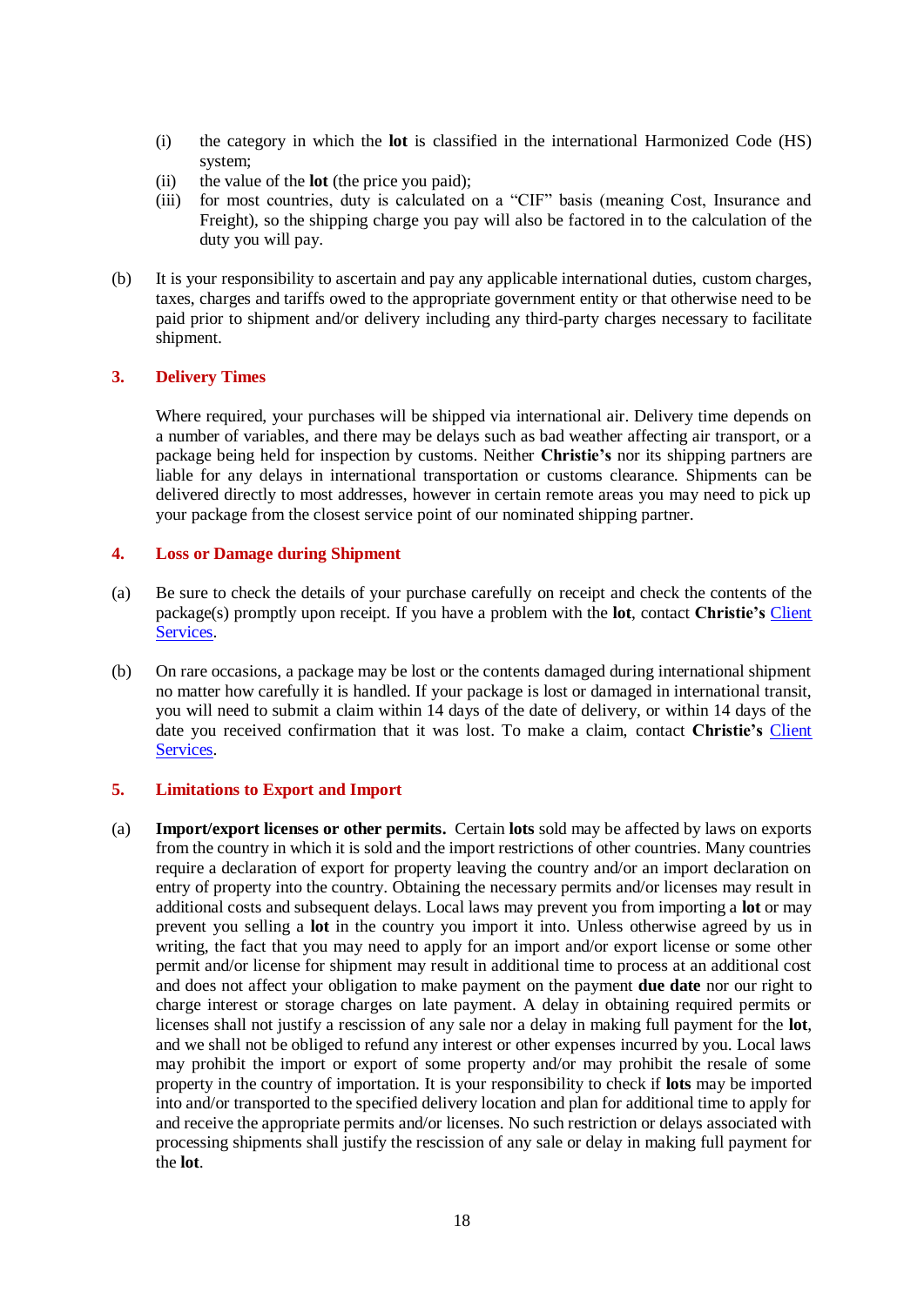(i) the category in which the **lot** is classified in the international Harmonized Code (HS) system;
(ii) the value of the **lot** (the price you paid);
(iii) for most countries, duty is calculated on a "CIF" basis (meaning Cost, Insurance and Freight), so the shipping charge you pay will also be factored in to the calculation of the duty you will pay.

(b) It is your responsibility to ascertain and pay any applicable international duties, custom charges, taxes, charges and tariffs owed to the appropriate government entity or that otherwise need to be paid prior to shipment and/or delivery including any third-party charges necessary to facilitate shipment.

## 3. Delivery Times

Where required, your purchases will be shipped via international air. Delivery time depends on a number of variables, and there may be delays such as bad weather affecting air transport, or a package being held for inspection by customs. Neither **Christie's** nor its shipping partners are liable for any delays in international transportation or customs clearance. Shipments can be delivered directly to most addresses, however in certain remote areas you may need to pick up your package from the closest service point of our nominated shipping partner.

## 4. Loss or Damage during Shipment

(a) Be sure to check the details of your purchase carefully on receipt and check the contents of the package(s) promptly upon receipt. If you have a problem with the **lot**, contact **Christie's** Client Services.

(b) On rare occasions, a package may be lost or the contents damaged during international shipment no matter how carefully it is handled. If your package is lost or damaged in international transit, you will need to submit a claim within 14 days of the date of delivery, or within 14 days of the date you received confirmation that it was lost. To make a claim, contact **Christie's** Client Services.

## 5. Limitations to Export and Import

(a) **Import/export licenses or other permits.** Certain **lots** sold may be affected by laws on exports from the country in which it is sold and the import restrictions of other countries. Many countries require a declaration of export for property leaving the country and/or an import declaration on entry of property into the country. Obtaining the necessary permits and/or licenses may result in additional costs and subsequent delays. Local laws may prevent you from importing a **lot** or may prevent you selling a **lot** in the country you import it into. Unless otherwise agreed by us in writing, the fact that you may need to apply for an import and/or export license or some other permit and/or license for shipment may result in additional time to process at an additional cost and does not affect your obligation to make payment on the payment **due date** nor our right to charge interest or storage charges on late payment. A delay in obtaining required permits or licenses shall not justify a rescission of any sale nor a delay in making full payment for the **lot**, and we shall not be obliged to refund any interest or other expenses incurred by you. Local laws may prohibit the import or export of some property and/or may prohibit the resale of some property in the country of importation. It is your responsibility to check if **lots** may be imported into and/or transported to the specified delivery location and plan for additional time to apply for and receive the appropriate permits and/or licenses. No such restriction or delays associated with processing shipments shall justify the rescission of any sale or delay in making full payment for the **lot**.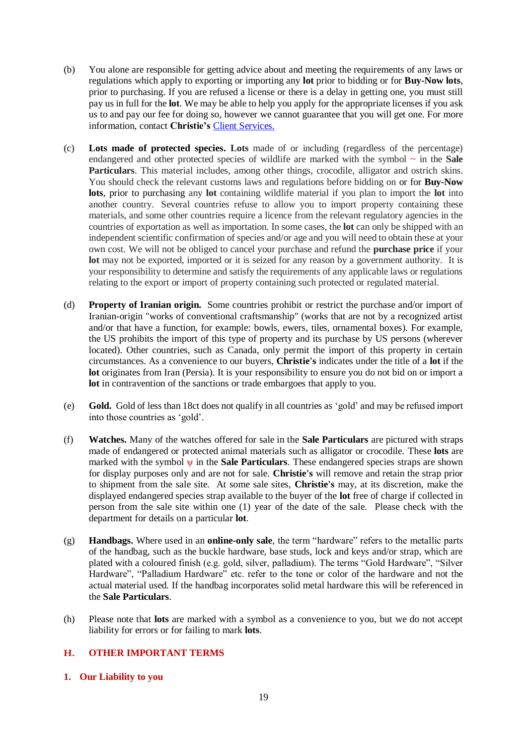(b) You alone are responsible for getting advice about and meeting the requirements of any laws or regulations which apply to exporting or importing any **lot** prior to bidding or for **Buy-Now lots**, prior to purchasing. If you are refused a license or there is a delay in getting one, you must still pay us in full for the **lot**. We may be able to help you apply for the appropriate licenses if you ask us to and pay our fee for doing so, however we cannot guarantee that you will get one. For more information, contact **Christie's** Client Services.

(c) **Lots made of protected species. Lots** made of or including (regardless of the percentage) endangered and other protected species of wildlife are marked with the symbol ~ in the **Sale Particulars**. This material includes, among other things, crocodile, alligator and ostrich skins. You should check the relevant customs laws and regulations before bidding on or for **Buy-Now lots**, prior to purchasing any **lot** containing wildlife material if you plan to import the **lot** into another country. Several countries refuse to allow you to import property containing these materials, and some other countries require a licence from the relevant regulatory agencies in the countries of exportation as well as importation. In some cases, the **lot** can only be shipped with an independent scientific confirmation of species and/or age and you will need to obtain these at your own cost. We will not be obliged to cancel your purchase and refund the **purchase price** if your **lot** may not be exported, imported or it is seized for any reason by a government authority. It is your responsibility to determine and satisfy the requirements of any applicable laws or regulations relating to the export or import of property containing such protected or regulated material.

(d) **Property of Iranian origin.** Some countries prohibit or restrict the purchase and/or import of Iranian-origin "works of conventional craftsmanship" (works that are not by a recognized artist and/or that have a function, for example: bowls, ewers, tiles, ornamental boxes). For example, the US prohibits the import of this type of property and its purchase by US persons (wherever located). Other countries, such as Canada, only permit the import of this property in certain circumstances. As a convenience to our buyers, **Christie's** indicates under the title of a **lot** if the **lot** originates from Iran (Persia). It is your responsibility to ensure you do not bid on or import a **lot** in contravention of the sanctions or trade embargoes that apply to you.

(e) **Gold.** Gold of less than 18ct does not qualify in all countries as 'gold' and may be refused import into those countries as 'gold'.

(f) **Watches.** Many of the watches offered for sale in the **Sale Particulars** are pictured with straps made of endangered or protected animal materials such as alligator or crocodile. These **lots** are marked with the symbol ψ in the **Sale Particulars**. These endangered species straps are shown for display purposes only and are not for sale. **Christie's** will remove and retain the strap prior to shipment from the sale site. At some sale sites, **Christie's** may, at its discretion, make the displayed endangered species strap available to the buyer of the **lot** free of charge if collected in person from the sale site within one (1) year of the date of the sale. Please check with the department for details on a particular **lot**.

(g) **Handbags.** Where used in an **online-only sale**, the term "hardware" refers to the metallic parts of the handbag, such as the buckle hardware, base studs, lock and keys and/or strap, which are plated with a coloured finish (e.g. gold, silver, palladium). The terms "Gold Hardware", "Silver Hardware", "Palladium Hardware" etc. refer to the tone or color of the hardware and not the actual material used. If the handbag incorporates solid metal hardware this will be referenced in the **Sale Particulars**.

(h) Please note that **lots** are marked with a symbol as a convenience to you, but we do not accept liability for errors or for failing to mark **lots**.

## H. OTHER IMPORTANT TERMS

### 1. Our Liability to you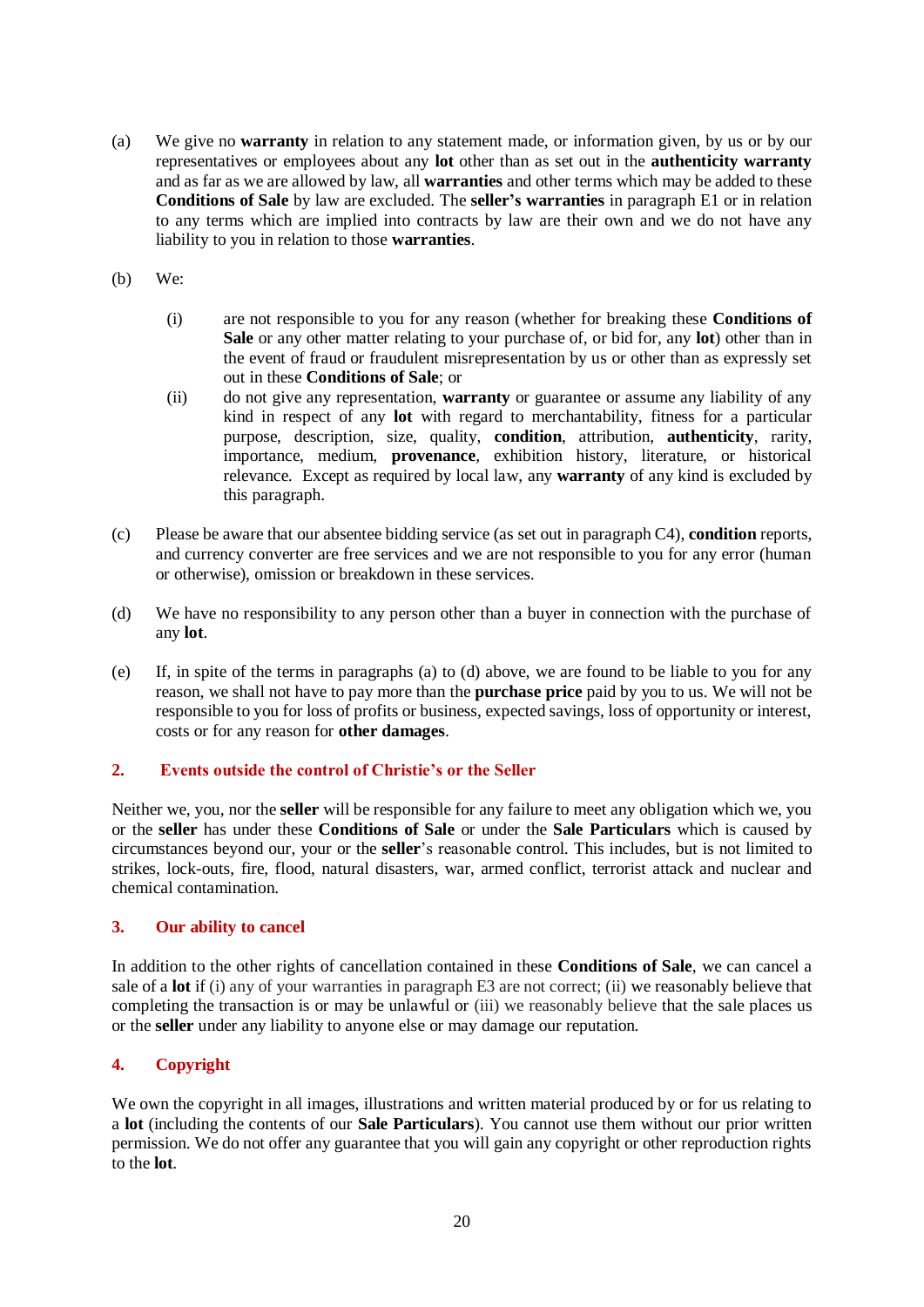(a) We give no **warranty** in relation to any statement made, or information given, by us or by our representatives or employees about any **lot** other than as set out in the **authenticity warranty** and as far as we are allowed by law, all **warranties** and other terms which may be added to these **Conditions of Sale** by law are excluded. The **seller's warranties** in paragraph E1 or in relation to any terms which are implied into contracts by law are their own and we do not have any liability to you in relation to those **warranties**.

(b) We:

  (i) are not responsible to you for any reason (whether for breaking these **Conditions of Sale** or any other matter relating to your purchase of, or bid for, any **lot**) other than in the event of fraud or fraudulent misrepresentation by us or other than as expressly set out in these **Conditions of Sale**; or

  (ii) do not give any representation, **warranty** or guarantee or assume any liability of any kind in respect of any **lot** with regard to merchantability, fitness for a particular purpose, description, size, quality, **condition**, attribution, **authenticity**, rarity, importance, medium, **provenance**, exhibition history, literature, or historical relevance. Except as required by local law, any **warranty** of any kind is excluded by this paragraph.

(c) Please be aware that our absentee bidding service (as set out in paragraph C4), **condition** reports, and currency converter are free services and we are not responsible to you for any error (human or otherwise), omission or breakdown in these services.

(d) We have no responsibility to any person other than a buyer in connection with the purchase of any **lot**.

(e) If, in spite of the terms in paragraphs (a) to (d) above, we are found to be liable to you for any reason, we shall not have to pay more than the **purchase price** paid by you to us. We will not be responsible to you for loss of profits or business, expected savings, loss of opportunity or interest, costs or for any reason for **other damages**.

## 2. Events outside the control of Christie's or the Seller

Neither we, you, nor the **seller** will be responsible for any failure to meet any obligation which we, you or the **seller** has under these **Conditions of Sale** or under the **Sale Particulars** which is caused by circumstances beyond our, your or the **seller**'s reasonable control. This includes, but is not limited to strikes, lock-outs, fire, flood, natural disasters, war, armed conflict, terrorist attack and nuclear and chemical contamination.

## 3. Our ability to cancel

In addition to the other rights of cancellation contained in these **Conditions of Sale**, we can cancel a sale of a **lot** if (i) any of your warranties in paragraph E3 are not correct; (ii) we reasonably believe that completing the transaction is or may be unlawful or (iii) we reasonably believe that the sale places us or the **seller** under any liability to anyone else or may damage our reputation.

## 4. Copyright

We own the copyright in all images, illustrations and written material produced by or for us relating to a **lot** (including the contents of our **Sale Particulars**). You cannot use them without our prior written permission. We do not offer any guarantee that you will gain any copyright or other reproduction rights to the **lot**.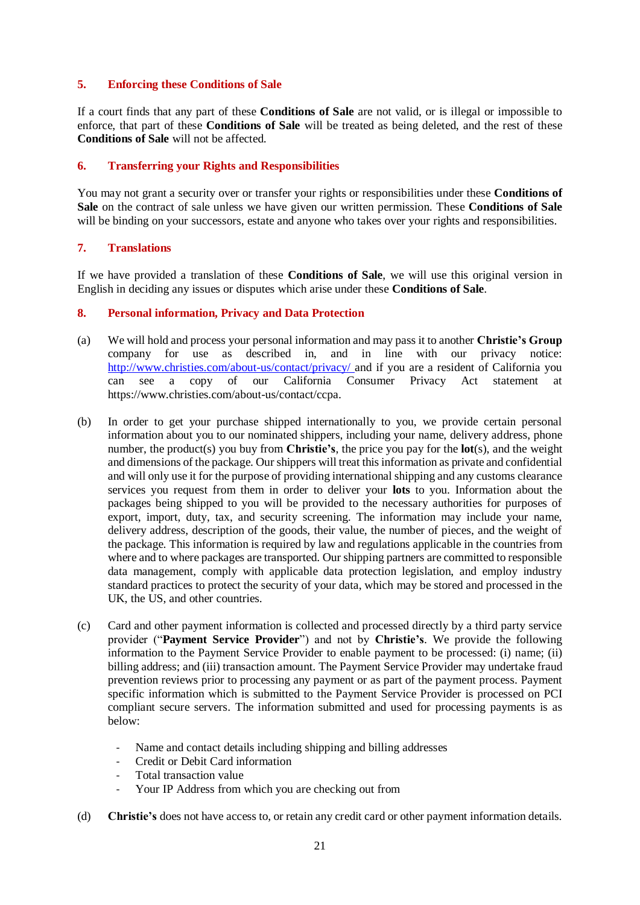## 5. Enforcing these Conditions of Sale

If a court finds that any part of these **Conditions of Sale** are not valid, or is illegal or impossible to enforce, that part of these **Conditions of Sale** will be treated as being deleted, and the rest of these **Conditions of Sale** will not be affected.

## 6. Transferring your Rights and Responsibilities

You may not grant a security over or transfer your rights or responsibilities under these **Conditions of Sale** on the contract of sale unless we have given our written permission. These **Conditions of Sale** will be binding on your successors, estate and anyone who takes over your rights and responsibilities.

## 7. Translations

If we have provided a translation of these **Conditions of Sale**, we will use this original version in English in deciding any issues or disputes which arise under these **Conditions of Sale**.

## 8. Personal information, Privacy and Data Protection

(a) We will hold and process your personal information and may pass it to another **Christie's Group** company for use as described in, and in line with our privacy notice: http://www.christies.com/about-us/contact/privacy/ and if you are a resident of California you can see a copy of our California Consumer Privacy Act statement at https://www.christies.com/about-us/contact/ccpa.

(b) In order to get your purchase shipped internationally to you, we provide certain personal information about you to our nominated shippers, including your name, delivery address, phone number, the product(s) you buy from **Christie's**, the price you pay for the **lot**(s), and the weight and dimensions of the package. Our shippers will treat this information as private and confidential and will only use it for the purpose of providing international shipping and any customs clearance services you request from them in order to deliver your **lots** to you. Information about the packages being shipped to you will be provided to the necessary authorities for purposes of export, import, duty, tax, and security screening. The information may include your name, delivery address, description of the goods, their value, the number of pieces, and the weight of the package. This information is required by law and regulations applicable in the countries from where and to where packages are transported. Our shipping partners are committed to responsible data management, comply with applicable data protection legislation, and employ industry standard practices to protect the security of your data, which may be stored and processed in the UK, the US, and other countries.

(c) Card and other payment information is collected and processed directly by a third party service provider ("**Payment Service Provider**") and not by **Christie's**. We provide the following information to the Payment Service Provider to enable payment to be processed: (i) name; (ii) billing address; and (iii) transaction amount. The Payment Service Provider may undertake fraud prevention reviews prior to processing any payment or as part of the payment process. Payment specific information which is submitted to the Payment Service Provider is processed on PCI compliant secure servers. The information submitted and used for processing payments is as below:

- Name and contact details including shipping and billing addresses
- Credit or Debit Card information
- Total transaction value
- Your IP Address from which you are checking out from

(d) **Christie's** does not have access to, or retain any credit card or other payment information details.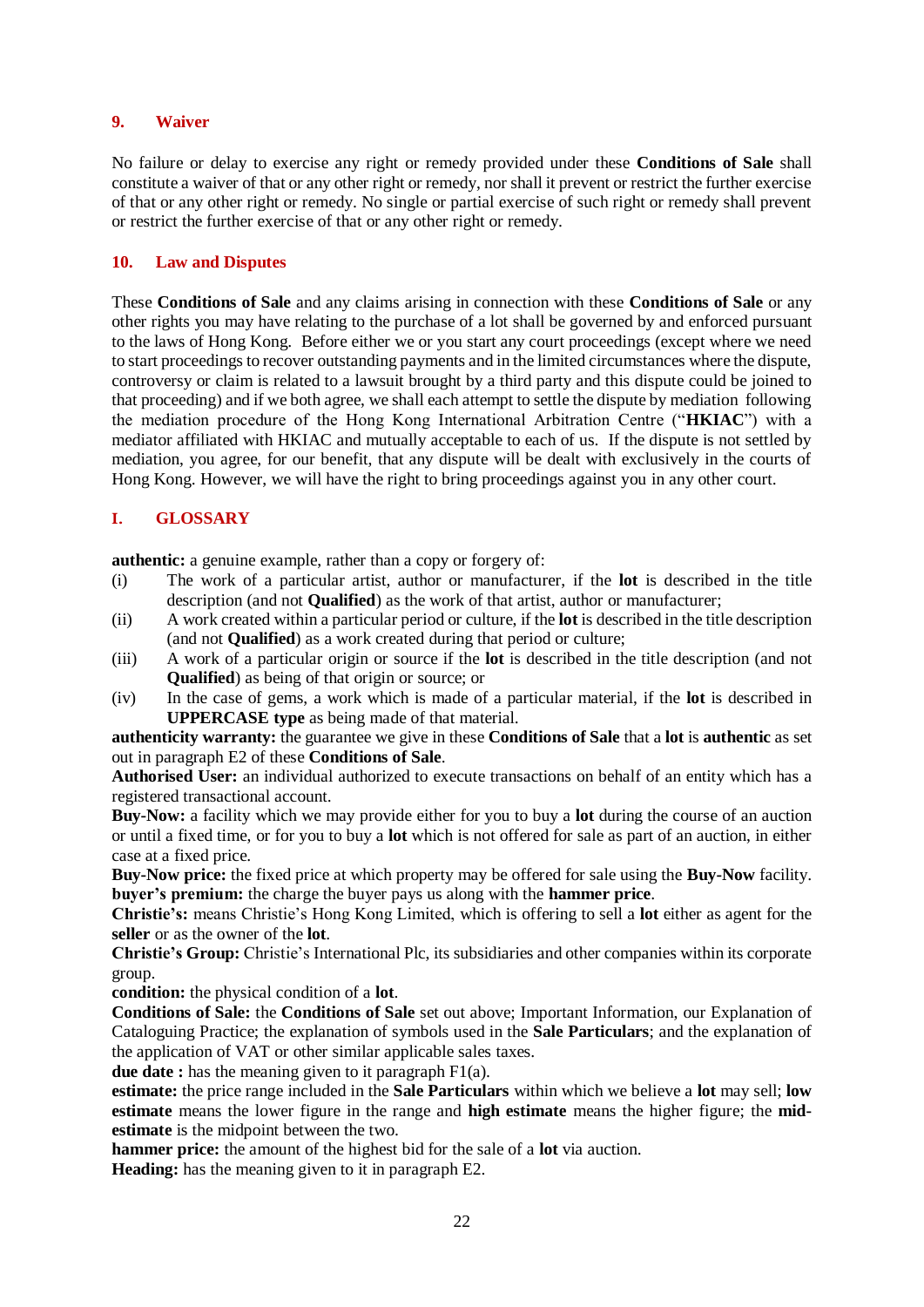### 9. Waiver

No failure or delay to exercise any right or remedy provided under these **Conditions of Sale** shall constitute a waiver of that or any other right or remedy, nor shall it prevent or restrict the further exercise of that or any other right or remedy. No single or partial exercise of such right or remedy shall prevent or restrict the further exercise of that or any other right or remedy.

### 10. Law and Disputes

These **Conditions of Sale** and any claims arising in connection with these **Conditions of Sale** or any other rights you may have relating to the purchase of a lot shall be governed by and enforced pursuant to the laws of Hong Kong. Before either we or you start any court proceedings (except where we need to start proceedings to recover outstanding payments and in the limited circumstances where the dispute, controversy or claim is related to a lawsuit brought by a third party and this dispute could be joined to that proceeding) and if we both agree, we shall each attempt to settle the dispute by mediation following the mediation procedure of the Hong Kong International Arbitration Centre ("**HKIAC**") with a mediator affiliated with HKIAC and mutually acceptable to each of us. If the dispute is not settled by mediation, you agree, for our benefit, that any dispute will be dealt with exclusively in the courts of Hong Kong. However, we will have the right to bring proceedings against you in any other court.

## I. GLOSSARY

**authentic:** a genuine example, rather than a copy or forgery of:

(i) The work of a particular artist, author or manufacturer, if the **lot** is described in the title description (and not **Qualified**) as the work of that artist, author or manufacturer;

(ii) A work created within a particular period or culture, if the **lot** is described in the title description (and not **Qualified**) as a work created during that period or culture;

(iii) A work of a particular origin or source if the **lot** is described in the title description (and not **Qualified**) as being of that origin or source; or

(iv) In the case of gems, a work which is made of a particular material, if the **lot** is described in **UPPERCASE type** as being made of that material.

**authenticity warranty:** the guarantee we give in these **Conditions of Sale** that a **lot** is **authentic** as set out in paragraph E2 of these **Conditions of Sale**.

**Authorised User:** an individual authorized to execute transactions on behalf of an entity which has a registered transactional account.

**Buy-Now:** a facility which we may provide either for you to buy a **lot** during the course of an auction or until a fixed time, or for you to buy a **lot** which is not offered for sale as part of an auction, in either case at a fixed price.

**Buy-Now price:** the fixed price at which property may be offered for sale using the **Buy-Now** facility.

**buyer's premium:** the charge the buyer pays us along with the **hammer price**.

**Christie's:** means Christie's Hong Kong Limited, which is offering to sell a **lot** either as agent for the **seller** or as the owner of the **lot**.

**Christie's Group:** Christie's International Plc, its subsidiaries and other companies within its corporate group.

**condition:** the physical condition of a **lot**.

**Conditions of Sale:** the **Conditions of Sale** set out above; Important Information, our Explanation of Cataloguing Practice; the explanation of symbols used in the **Sale Particulars**; and the explanation of the application of VAT or other similar applicable sales taxes.

**due date :** has the meaning given to it paragraph F1(a).

**estimate:** the price range included in the **Sale Particulars** within which we believe a **lot** may sell; **low estimate** means the lower figure in the range and **high estimate** means the higher figure; the **mid-estimate** is the midpoint between the two.

**hammer price:** the amount of the highest bid for the sale of a **lot** via auction.

**Heading:** has the meaning given to it in paragraph E2.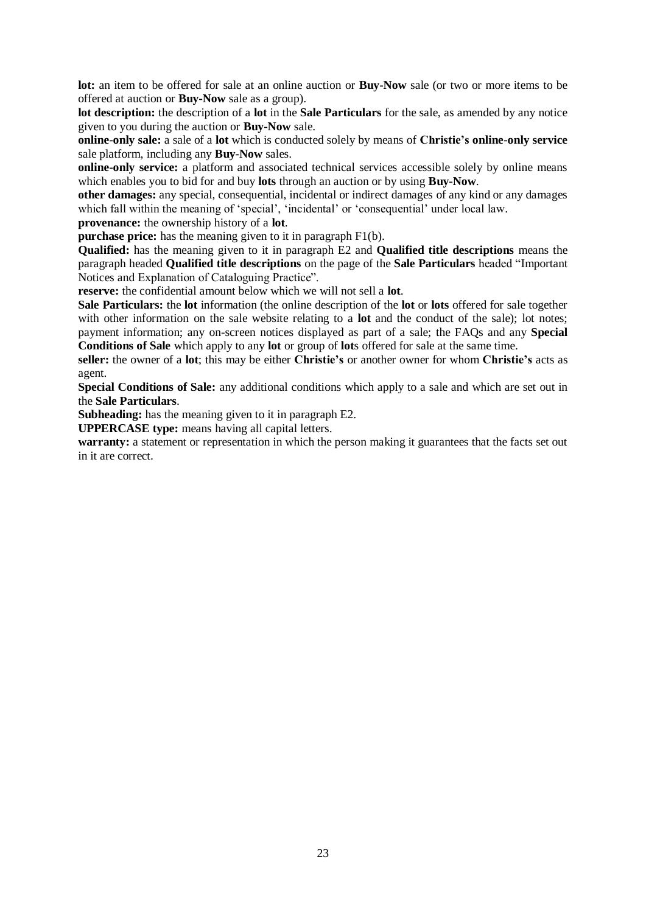**lot:** an item to be offered for sale at an online auction or **Buy-Now** sale (or two or more items to be offered at auction or **Buy-Now** sale as a group).

**lot description:** the description of a **lot** in the **Sale Particulars** for the sale, as amended by any notice given to you during the auction or **Buy-Now** sale.

**online-only sale:** a sale of a **lot** which is conducted solely by means of **Christie's online-only service** sale platform, including any **Buy-Now** sales.

**online-only service:** a platform and associated technical services accessible solely by online means which enables you to bid for and buy **lots** through an auction or by using **Buy-Now**.

**other damages:** any special, consequential, incidental or indirect damages of any kind or any damages which fall within the meaning of 'special', 'incidental' or 'consequential' under local law.

**provenance:** the ownership history of a **lot**.

**purchase price:** has the meaning given to it in paragraph F1(b).

**Qualified:** has the meaning given to it in paragraph E2 and **Qualified title descriptions** means the paragraph headed **Qualified title descriptions** on the page of the **Sale Particulars** headed "Important Notices and Explanation of Cataloguing Practice".

**reserve:** the confidential amount below which we will not sell a **lot**.

**Sale Particulars:** the **lot** information (the online description of the **lot** or **lots** offered for sale together with other information on the sale website relating to a **lot** and the conduct of the sale); lot notes; payment information; any on-screen notices displayed as part of a sale; the FAQs and any **Special Conditions of Sale** which apply to any **lot** or group of **lot**s offered for sale at the same time.

**seller:** the owner of a **lot**; this may be either **Christie's** or another owner for whom **Christie's** acts as agent.

**Special Conditions of Sale:** any additional conditions which apply to a sale and which are set out in the **Sale Particulars**.

**Subheading:** has the meaning given to it in paragraph E2.

**UPPERCASE type:** means having all capital letters.

**warranty:** a statement or representation in which the person making it guarantees that the facts set out in it are correct.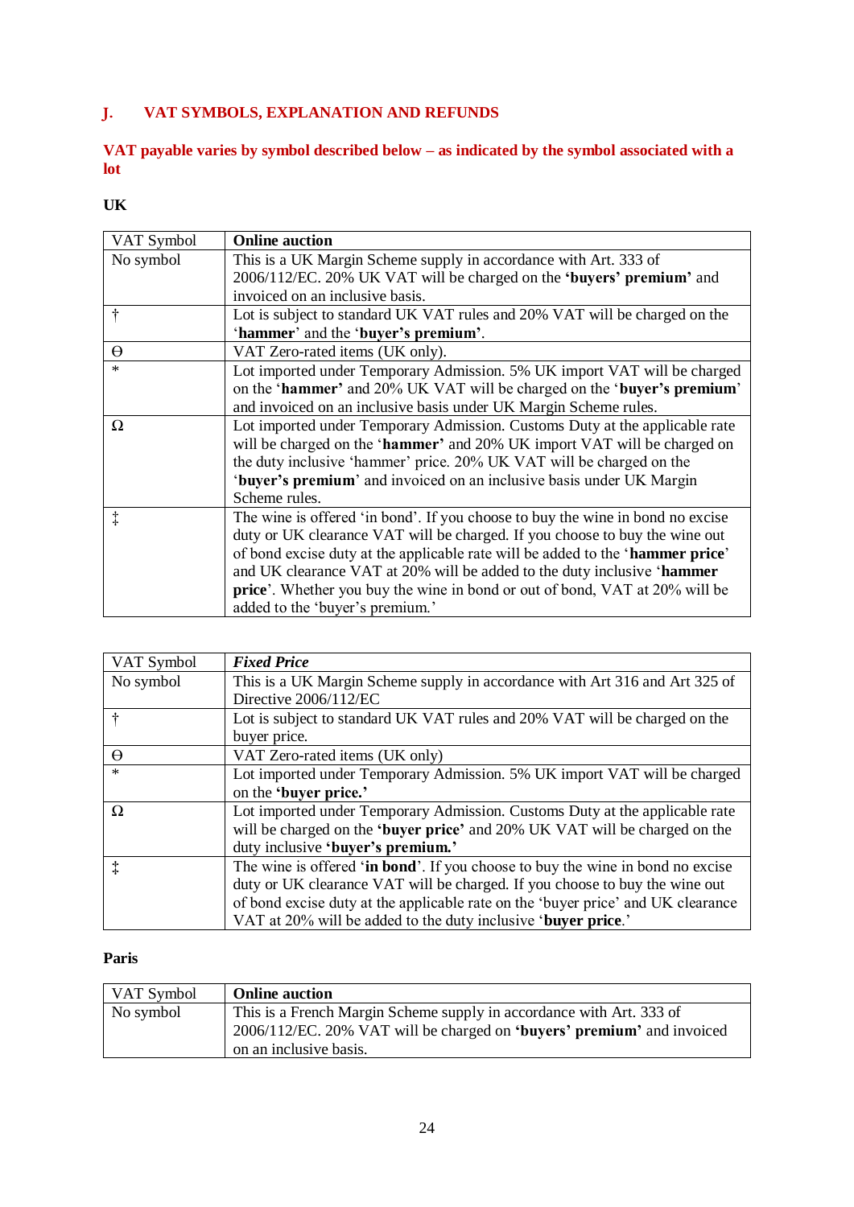## J. VAT SYMBOLS, EXPLANATION AND REFUNDS

**VAT payable varies by symbol described below – as indicated by the symbol associated with a lot**

**UK**

| VAT Symbol | **Online auction** |
| --- | --- |
| No symbol | This is a UK Margin Scheme supply in accordance with Art. 333 of 2006/112/EC. 20% UK VAT will be charged on the **'buyers' premium'** and invoiced on an inclusive basis. |
| † | Lot is subject to standard UK VAT rules and 20% VAT will be charged on the '**hammer**' and the '**buyer's premium'**. |
| ϴ | VAT Zero-rated items (UK only). |
| * | Lot imported under Temporary Admission. 5% UK import VAT will be charged on the '**hammer'** and 20% UK VAT will be charged on the '**buyer's premium**' and invoiced on an inclusive basis under UK Margin Scheme rules. |
| Ω | Lot imported under Temporary Admission. Customs Duty at the applicable rate will be charged on the '**hammer'** and 20% UK import VAT will be charged on the duty inclusive 'hammer' price. 20% UK VAT will be charged on the '**buyer's premium**' and invoiced on an inclusive basis under UK Margin Scheme rules. |
| ‡ | The wine is offered 'in bond'. If you choose to buy the wine in bond no excise duty or UK clearance VAT will be charged. If you choose to buy the wine out of bond excise duty at the applicable rate will be added to the '**hammer price**' and UK clearance VAT at 20% will be added to the duty inclusive '**hammer price**'. Whether you buy the wine in bond or out of bond, VAT at 20% will be added to the 'buyer's premium.' |

| VAT Symbol | ***Fixed Price*** |
| --- | --- |
| No symbol | This is a UK Margin Scheme supply in accordance with Art 316 and Art 325 of Directive 2006/112/EC |
| † | Lot is subject to standard UK VAT rules and 20% VAT will be charged on the buyer price. |
| ϴ | VAT Zero-rated items (UK only) |
| * | Lot imported under Temporary Admission. 5% UK import VAT will be charged on the **'buyer price.'** |
| Ω | Lot imported under Temporary Admission. Customs Duty at the applicable rate will be charged on the **'buyer price'** and 20% UK VAT will be charged on the duty inclusive **'buyer's premium.'** |
| ‡ | The wine is offered '**in bond**'. If you choose to buy the wine in bond no excise duty or UK clearance VAT will be charged. If you choose to buy the wine out of bond excise duty at the applicable rate on the 'buyer price' and UK clearance VAT at 20% will be added to the duty inclusive '**buyer price**.' |

**Paris**

| VAT Symbol | **Online auction** |
| --- | --- |
| No symbol | This is a French Margin Scheme supply in accordance with Art. 333 of 2006/112/EC. 20% VAT will be charged on **'buyers' premium'** and invoiced on an inclusive basis. |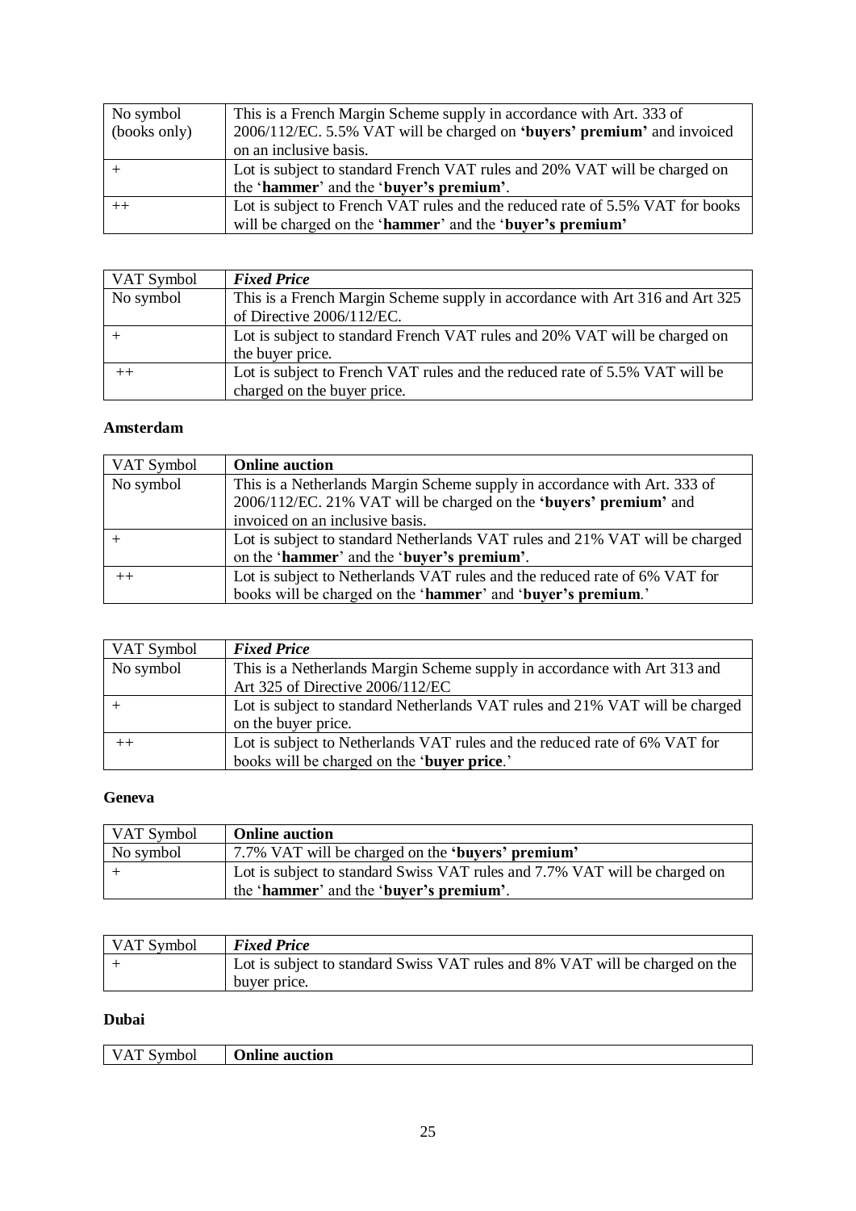| No symbol (books only) | This is a French Margin Scheme supply in accordance with Art. 333 of 2006/112/EC. 5.5% VAT will be charged on **'buyers' premium'** and invoiced on an inclusive basis. |
|---|---|
| + | Lot is subject to standard French VAT rules and 20% VAT will be charged on the '**hammer**' and the '**buyer's premium'**. |
| ++ | Lot is subject to French VAT rules and the reduced rate of 5.5% VAT for books will be charged on the '**hammer**' and the '**buyer's premium'** |

| VAT Symbol | ***Fixed Price*** |
|---|---|
| No symbol | This is a French Margin Scheme supply in accordance with Art 316 and Art 325 of Directive 2006/112/EC. |
| + | Lot is subject to standard French VAT rules and 20% VAT will be charged on the buyer price. |
| ++ | Lot is subject to French VAT rules and the reduced rate of 5.5% VAT will be charged on the buyer price. |

**Amsterdam**

| VAT Symbol | **Online auction** |
|---|---|
| No symbol | This is a Netherlands Margin Scheme supply in accordance with Art. 333 of 2006/112/EC. 21% VAT will be charged on the **'buyers' premium'** and invoiced on an inclusive basis. |
| + | Lot is subject to standard Netherlands VAT rules and 21% VAT will be charged on the '**hammer**' and the '**buyer's premium'**. |
| ++ | Lot is subject to Netherlands VAT rules and the reduced rate of 6% VAT for books will be charged on the '**hammer**' and '**buyer's premium**.' |

| VAT Symbol | ***Fixed Price*** |
|---|---|
| No symbol | This is a Netherlands Margin Scheme supply in accordance with Art 313 and Art 325 of Directive 2006/112/EC |
| + | Lot is subject to standard Netherlands VAT rules and 21% VAT will be charged on the buyer price. |
| ++ | Lot is subject to Netherlands VAT rules and the reduced rate of 6% VAT for books will be charged on the '**buyer price**.' |

**Geneva**

| VAT Symbol | **Online auction** |
|---|---|
| No symbol | 7.7% VAT will be charged on the **'buyers' premium'** |
| + | Lot is subject to standard Swiss VAT rules and 7.7% VAT will be charged on the '**hammer**' and the '**buyer's premium'**. |

| VAT Symbol | ***Fixed Price*** |
|---|---|
| + | Lot is subject to standard Swiss VAT rules and 8% VAT will be charged on the buyer price. |

**Dubai**

| VAT Symbol | **Online auction** |
|---|---|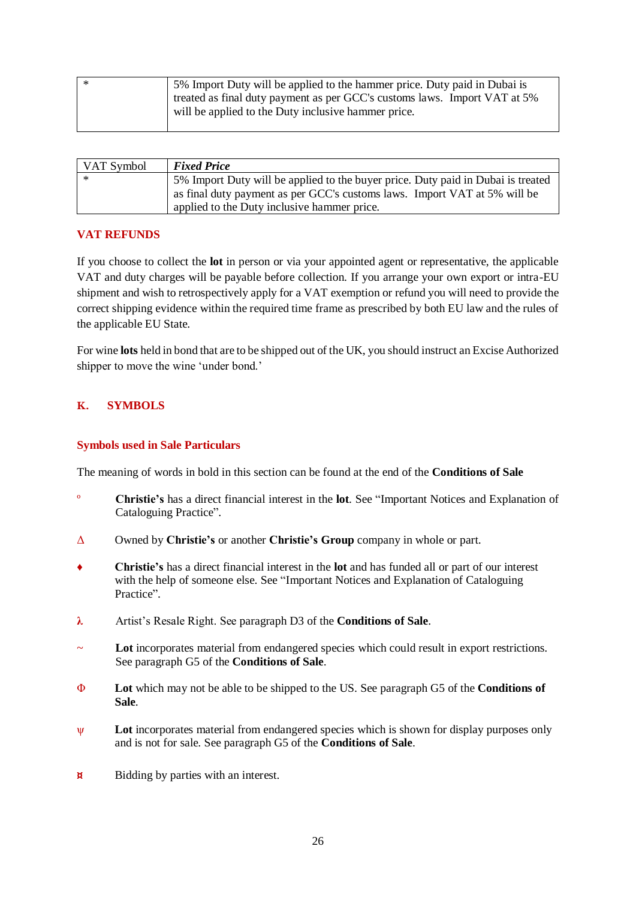| * | 5% Import Duty will be applied to the hammer price. Duty paid in Dubai is treated as final duty payment as per GCC's customs laws. Import VAT at 5% will be applied to the Duty inclusive hammer price. |
|---|---|

| VAT Symbol | ***Fixed Price*** |
|---|---|
| * | 5% Import Duty will be applied to the buyer price. Duty paid in Dubai is treated as final duty payment as per GCC's customs laws. Import VAT at 5% will be applied to the Duty inclusive hammer price. |

## VAT REFUNDS

If you choose to collect the **lot** in person or via your appointed agent or representative, the applicable VAT and duty charges will be payable before collection. If you arrange your own export or intra-EU shipment and wish to retrospectively apply for a VAT exemption or refund you will need to provide the correct shipping evidence within the required time frame as prescribed by both EU law and the rules of the applicable EU State.

For wine **lots** held in bond that are to be shipped out of the UK, you should instruct an Excise Authorized shipper to move the wine 'under bond.'

## K. SYMBOLS

### Symbols used in Sale Particulars

The meaning of words in bold in this section can be found at the end of the **Conditions of Sale**

º **Christie's** has a direct financial interest in the **lot**. See "Important Notices and Explanation of Cataloguing Practice".

Δ Owned by **Christie's** or another **Christie's Group** company in whole or part.

♦ **Christie's** has a direct financial interest in the **lot** and has funded all or part of our interest with the help of someone else. See "Important Notices and Explanation of Cataloguing Practice".

λ Artist's Resale Right. See paragraph D3 of the **Conditions of Sale**.

~ **Lot** incorporates material from endangered species which could result in export restrictions. See paragraph G5 of the **Conditions of Sale**.

Φ **Lot** which may not be able to be shipped to the US. See paragraph G5 of the **Conditions of Sale**.

ψ **Lot** incorporates material from endangered species which is shown for display purposes only and is not for sale. See paragraph G5 of the **Conditions of Sale**.

¤ Bidding by parties with an interest.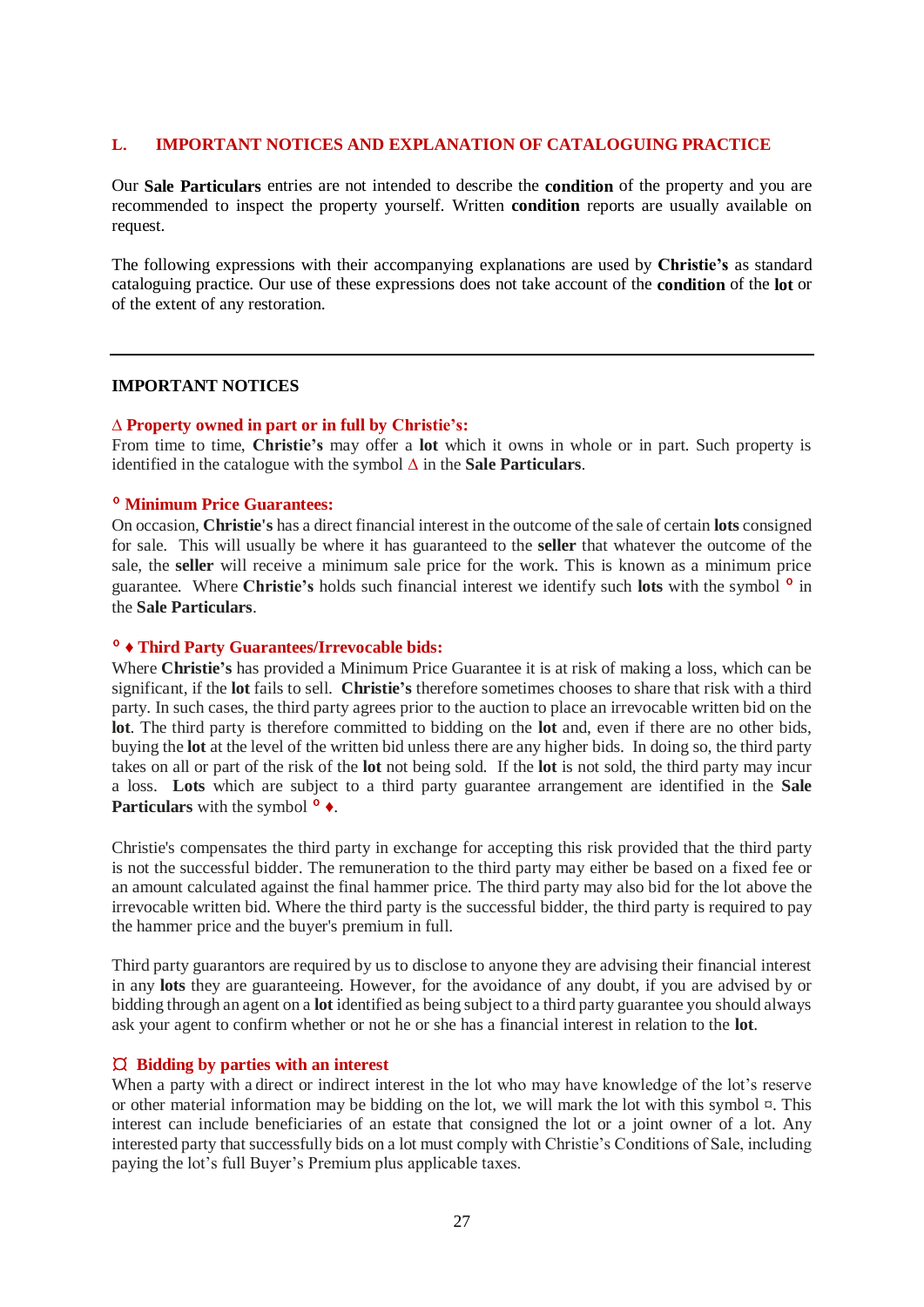## L. IMPORTANT NOTICES AND EXPLANATION OF CATALOGUING PRACTICE

Our **Sale Particulars** entries are not intended to describe the **condition** of the property and you are recommended to inspect the property yourself. Written **condition** reports are usually available on request.

The following expressions with their accompanying explanations are used by **Christie's** as standard cataloguing practice. Our use of these expressions does not take account of the **condition** of the **lot** or of the extent of any restoration.

---

### IMPORTANT NOTICES

**Δ Property owned in part or in full by Christie's:**
From time to time, **Christie's** may offer a **lot** which it owns in whole or in part. Such property is identified in the catalogue with the symbol Δ in the **Sale Particulars**.

**° Minimum Price Guarantees:**
On occasion, **Christie's** has a direct financial interest in the outcome of the sale of certain **lots** consigned for sale. This will usually be where it has guaranteed to the **seller** that whatever the outcome of the sale, the **seller** will receive a minimum sale price for the work. This is known as a minimum price guarantee. Where **Christie's** holds such financial interest we identify such **lots** with the symbol ° in the **Sale Particulars**.

**° ♦ Third Party Guarantees/Irrevocable bids:**
Where **Christie's** has provided a Minimum Price Guarantee it is at risk of making a loss, which can be significant, if the **lot** fails to sell. **Christie's** therefore sometimes chooses to share that risk with a third party. In such cases, the third party agrees prior to the auction to place an irrevocable written bid on the **lot**. The third party is therefore committed to bidding on the **lot** and, even if there are no other bids, buying the **lot** at the level of the written bid unless there are any higher bids. In doing so, the third party takes on all or part of the risk of the **lot** not being sold. If the **lot** is not sold, the third party may incur a loss. **Lots** which are subject to a third party guarantee arrangement are identified in the **Sale Particulars** with the symbol ° ♦.

Christie's compensates the third party in exchange for accepting this risk provided that the third party is not the successful bidder. The remuneration to the third party may either be based on a fixed fee or an amount calculated against the final hammer price. The third party may also bid for the lot above the irrevocable written bid. Where the third party is the successful bidder, the third party is required to pay the hammer price and the buyer's premium in full.

Third party guarantors are required by us to disclose to anyone they are advising their financial interest in any **lots** they are guaranteeing. However, for the avoidance of any doubt, if you are advised by or bidding through an agent on a **lot** identified as being subject to a third party guarantee you should always ask your agent to confirm whether or not he or she has a financial interest in relation to the **lot**.

**¤ Bidding by parties with an interest**
When a party with a direct or indirect interest in the lot who may have knowledge of the lot's reserve or other material information may be bidding on the lot, we will mark the lot with this symbol ¤. This interest can include beneficiaries of an estate that consigned the lot or a joint owner of a lot. Any interested party that successfully bids on a lot must comply with Christie's Conditions of Sale, including paying the lot's full Buyer's Premium plus applicable taxes.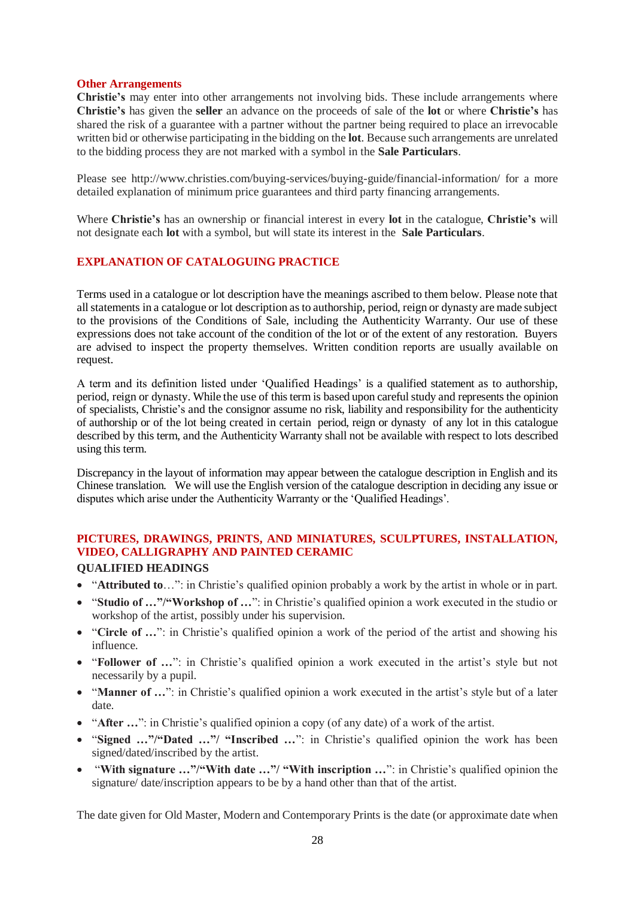### Other Arrangements

**Christie's** may enter into other arrangements not involving bids. These include arrangements where **Christie's** has given the **seller** an advance on the proceeds of sale of the **lot** or where **Christie's** has shared the risk of a guarantee with a partner without the partner being required to place an irrevocable written bid or otherwise participating in the bidding on the **lot**. Because such arrangements are unrelated to the bidding process they are not marked with a symbol in the **Sale Particulars**.

Please see http://www.christies.com/buying-services/buying-guide/financial-information/ for a more detailed explanation of minimum price guarantees and third party financing arrangements.

Where **Christie's** has an ownership or financial interest in every **lot** in the catalogue, **Christie's** will not designate each **lot** with a symbol, but will state its interest in the **Sale Particulars**.

## EXPLANATION OF CATALOGUING PRACTICE

Terms used in a catalogue or lot description have the meanings ascribed to them below. Please note that all statements in a catalogue or lot description as to authorship, period, reign or dynasty are made subject to the provisions of the Conditions of Sale, including the Authenticity Warranty. Our use of these expressions does not take account of the condition of the lot or of the extent of any restoration. Buyers are advised to inspect the property themselves. Written condition reports are usually available on request.

A term and its definition listed under 'Qualified Headings' is a qualified statement as to authorship, period, reign or dynasty. While the use of this term is based upon careful study and represents the opinion of specialists, Christie's and the consignor assume no risk, liability and responsibility for the authenticity of authorship or of the lot being created in certain period, reign or dynasty of any lot in this catalogue described by this term, and the Authenticity Warranty shall not be available with respect to lots described using this term.

Discrepancy in the layout of information may appear between the catalogue description in English and its Chinese translation. We will use the English version of the catalogue description in deciding any issue or disputes which arise under the Authenticity Warranty or the 'Qualified Headings'.

## PICTURES, DRAWINGS, PRINTS, AND MINIATURES, SCULPTURES, INSTALLATION, VIDEO, CALLIGRAPHY AND PAINTED CERAMIC

### QUALIFIED HEADINGS

- "**Attributed to**…": in Christie's qualified opinion probably a work by the artist in whole or in part.
- "**Studio of …"/"Workshop of …**": in Christie's qualified opinion a work executed in the studio or workshop of the artist, possibly under his supervision.
- "**Circle of …**": in Christie's qualified opinion a work of the period of the artist and showing his influence.
- "**Follower of …**": in Christie's qualified opinion a work executed in the artist's style but not necessarily by a pupil.
- "**Manner of …**": in Christie's qualified opinion a work executed in the artist's style but of a later date.
- "**After …**": in Christie's qualified opinion a copy (of any date) of a work of the artist.
- "**Signed …"/"Dated …"/ "Inscribed …**": in Christie's qualified opinion the work has been signed/dated/inscribed by the artist.
- "**With signature …"/"With date …"/ "With inscription …**": in Christie's qualified opinion the signature/ date/inscription appears to be by a hand other than that of the artist.

The date given for Old Master, Modern and Contemporary Prints is the date (or approximate date when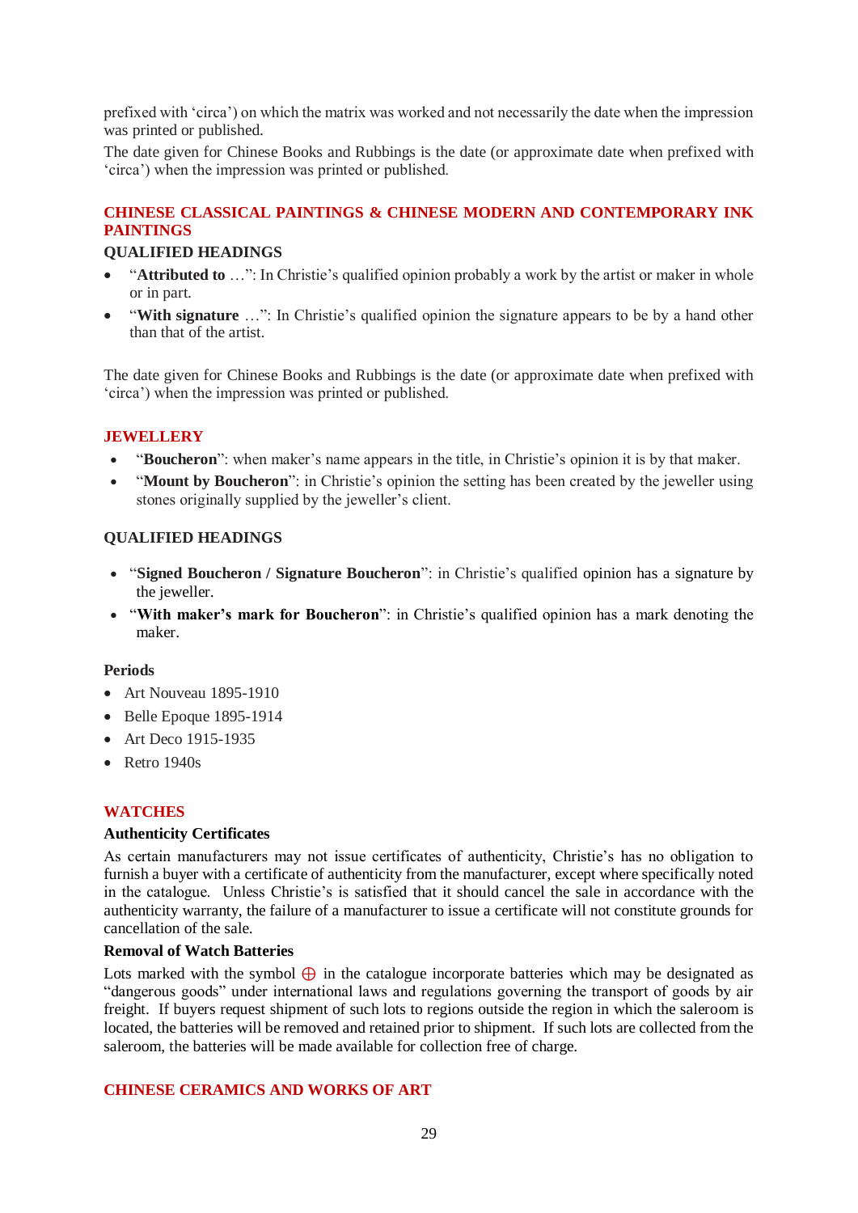prefixed with 'circa') on which the matrix was worked and not necessarily the date when the impression was printed or published.

The date given for Chinese Books and Rubbings is the date (or approximate date when prefixed with 'circa') when the impression was printed or published.

## CHINESE CLASSICAL PAINTINGS & CHINESE MODERN AND CONTEMPORARY INK PAINTINGS

### QUALIFIED HEADINGS

- "**Attributed to** …": In Christie's qualified opinion probably a work by the artist or maker in whole or in part.
- "**With signature** …": In Christie's qualified opinion the signature appears to be by a hand other than that of the artist.

The date given for Chinese Books and Rubbings is the date (or approximate date when prefixed with 'circa') when the impression was printed or published.

## JEWELLERY

- "**Boucheron**": when maker's name appears in the title, in Christie's opinion it is by that maker.
- "**Mount by Boucheron**": in Christie's opinion the setting has been created by the jeweller using stones originally supplied by the jeweller's client.

### QUALIFIED HEADINGS

- "**Signed Boucheron / Signature Boucheron**": in Christie's qualified opinion has a signature by the jeweller.
- "**With maker's mark for Boucheron**": in Christie's qualified opinion has a mark denoting the maker.

### Periods

- Art Nouveau 1895-1910
- Belle Epoque 1895-1914
- Art Deco 1915-1935
- Retro 1940s

## WATCHES

### Authenticity Certificates

As certain manufacturers may not issue certificates of authenticity, Christie's has no obligation to furnish a buyer with a certificate of authenticity from the manufacturer, except where specifically noted in the catalogue. Unless Christie's is satisfied that it should cancel the sale in accordance with the authenticity warranty, the failure of a manufacturer to issue a certificate will not constitute grounds for cancellation of the sale.

### Removal of Watch Batteries

Lots marked with the symbol ⊕ in the catalogue incorporate batteries which may be designated as "dangerous goods" under international laws and regulations governing the transport of goods by air freight. If buyers request shipment of such lots to regions outside the region in which the saleroom is located, the batteries will be removed and retained prior to shipment. If such lots are collected from the saleroom, the batteries will be made available for collection free of charge.

## CHINESE CERAMICS AND WORKS OF ART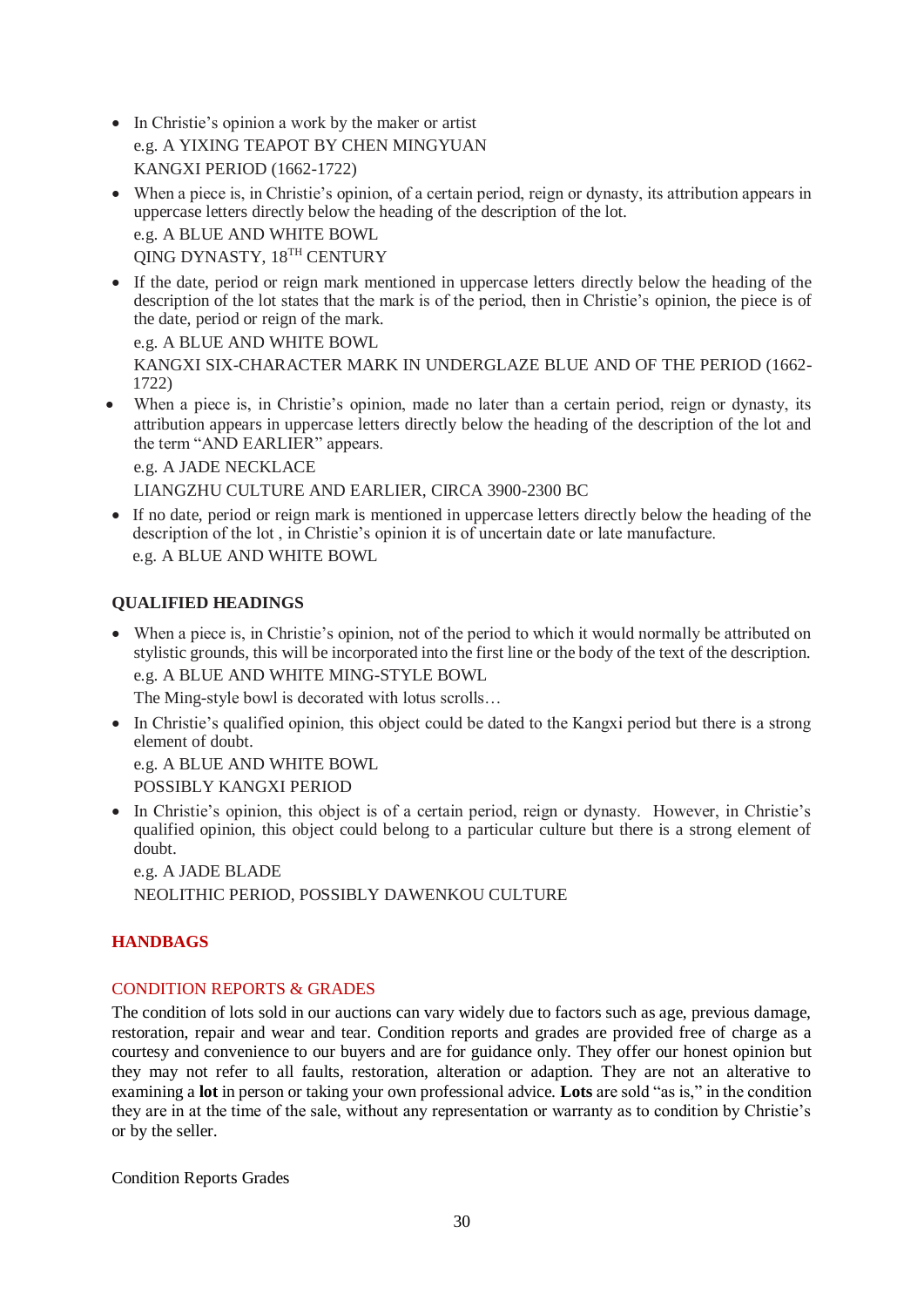- In Christie's opinion a work by the maker or artist
  e.g. A YIXING TEAPOT BY CHEN MINGYUAN
  KANGXI PERIOD (1662-1722)
- When a piece is, in Christie's opinion, of a certain period, reign or dynasty, its attribution appears in uppercase letters directly below the heading of the description of the lot.
  e.g. A BLUE AND WHITE BOWL
  QING DYNASTY, 18TH CENTURY
- If the date, period or reign mark mentioned in uppercase letters directly below the heading of the description of the lot states that the mark is of the period, then in Christie's opinion, the piece is of the date, period or reign of the mark.
  e.g. A BLUE AND WHITE BOWL
  KANGXI SIX-CHARACTER MARK IN UNDERGLAZE BLUE AND OF THE PERIOD (1662-1722)
- When a piece is, in Christie's opinion, made no later than a certain period, reign or dynasty, its attribution appears in uppercase letters directly below the heading of the description of the lot and the term "AND EARLIER" appears.
  e.g. A JADE NECKLACE
  LIANGZHU CULTURE AND EARLIER, CIRCA 3900-2300 BC
- If no date, period or reign mark is mentioned in uppercase letters directly below the heading of the description of the lot , in Christie's opinion it is of uncertain date or late manufacture.
  e.g. A BLUE AND WHITE BOWL

**QUALIFIED HEADINGS**

- When a piece is, in Christie's opinion, not of the period to which it would normally be attributed on stylistic grounds, this will be incorporated into the first line or the body of the text of the description.
  e.g. A BLUE AND WHITE MING-STYLE BOWL
  The Ming-style bowl is decorated with lotus scrolls…
- In Christie's qualified opinion, this object could be dated to the Kangxi period but there is a strong element of doubt.
  e.g. A BLUE AND WHITE BOWL
  POSSIBLY KANGXI PERIOD
- In Christie's opinion, this object is of a certain period, reign or dynasty. However, in Christie's qualified opinion, this object could belong to a particular culture but there is a strong element of doubt.
  e.g. A JADE BLADE
  NEOLITHIC PERIOD, POSSIBLY DAWENKOU CULTURE

## HANDBAGS

### CONDITION REPORTS & GRADES

The condition of lots sold in our auctions can vary widely due to factors such as age, previous damage, restoration, repair and wear and tear. Condition reports and grades are provided free of charge as a courtesy and convenience to our buyers and are for guidance only. They offer our honest opinion but they may not refer to all faults, restoration, alteration or adaption. They are not an alterative to examining a **lot** in person or taking your own professional advice. **Lots** are sold "as is," in the condition they are in at the time of the sale, without any representation or warranty as to condition by Christie's or by the seller.

Condition Reports Grades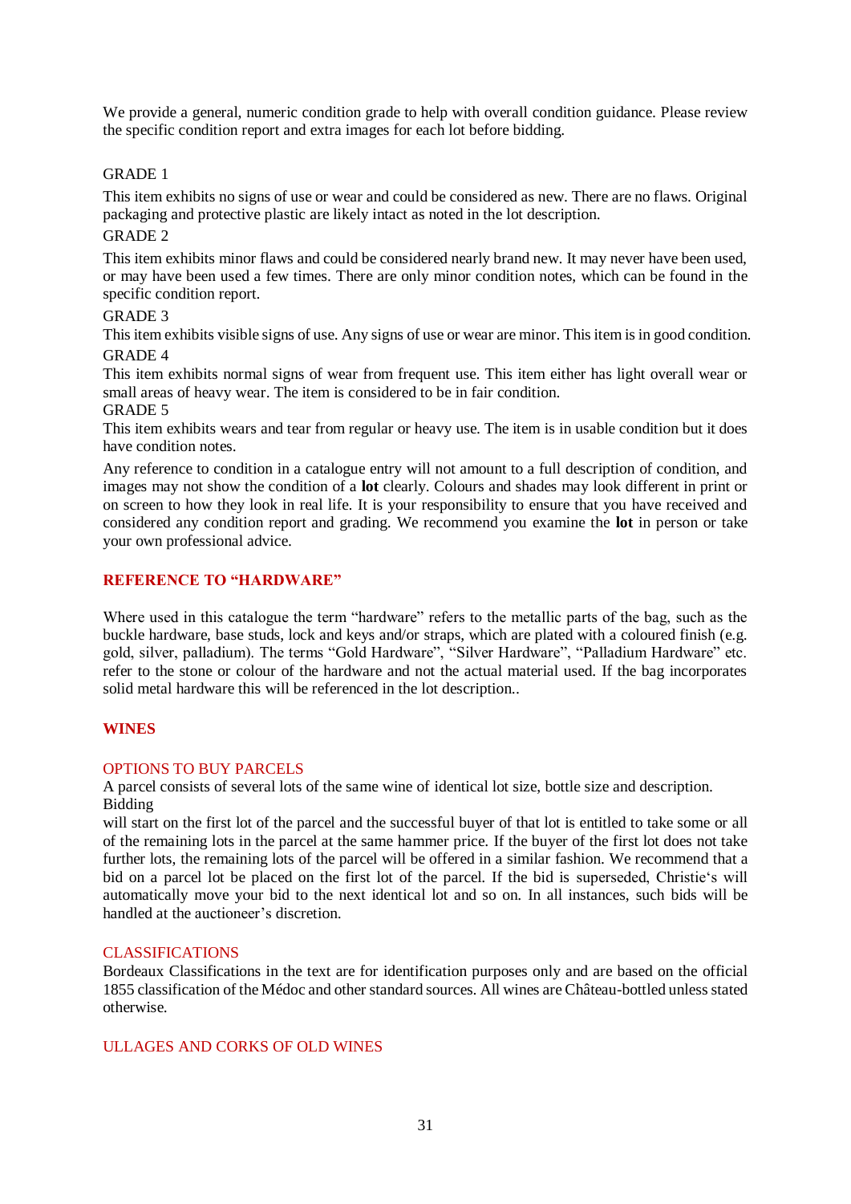We provide a general, numeric condition grade to help with overall condition guidance. Please review the specific condition report and extra images for each lot before bidding.

GRADE 1

This item exhibits no signs of use or wear and could be considered as new. There are no flaws. Original packaging and protective plastic are likely intact as noted in the lot description.

GRADE 2

This item exhibits minor flaws and could be considered nearly brand new. It may never have been used, or may have been used a few times. There are only minor condition notes, which can be found in the specific condition report.

GRADE 3

This item exhibits visible signs of use. Any signs of use or wear are minor. This item is in good condition.

GRADE 4

This item exhibits normal signs of wear from frequent use. This item either has light overall wear or small areas of heavy wear. The item is considered to be in fair condition.

GRADE 5

This item exhibits wears and tear from regular or heavy use. The item is in usable condition but it does have condition notes.

Any reference to condition in a catalogue entry will not amount to a full description of condition, and images may not show the condition of a **lot** clearly. Colours and shades may look different in print or on screen to how they look in real life. It is your responsibility to ensure that you have received and considered any condition report and grading. We recommend you examine the **lot** in person or take your own professional advice.

## REFERENCE TO "HARDWARE"

Where used in this catalogue the term "hardware" refers to the metallic parts of the bag, such as the buckle hardware, base studs, lock and keys and/or straps, which are plated with a coloured finish (e.g. gold, silver, palladium). The terms "Gold Hardware", "Silver Hardware", "Palladium Hardware" etc. refer to the stone or colour of the hardware and not the actual material used. If the bag incorporates solid metal hardware this will be referenced in the lot description..

## WINES

### OPTIONS TO BUY PARCELS

A parcel consists of several lots of the same wine of identical lot size, bottle size and description.
Bidding
will start on the first lot of the parcel and the successful buyer of that lot is entitled to take some or all of the remaining lots in the parcel at the same hammer price. If the buyer of the first lot does not take further lots, the remaining lots of the parcel will be offered in a similar fashion. We recommend that a bid on a parcel lot be placed on the first lot of the parcel. If the bid is superseded, Christie's will automatically move your bid to the next identical lot and so on. In all instances, such bids will be handled at the auctioneer's discretion.

### CLASSIFICATIONS

Bordeaux Classifications in the text are for identification purposes only and are based on the official 1855 classification of the Médoc and other standard sources. All wines are Château-bottled unless stated otherwise.

### ULLAGES AND CORKS OF OLD WINES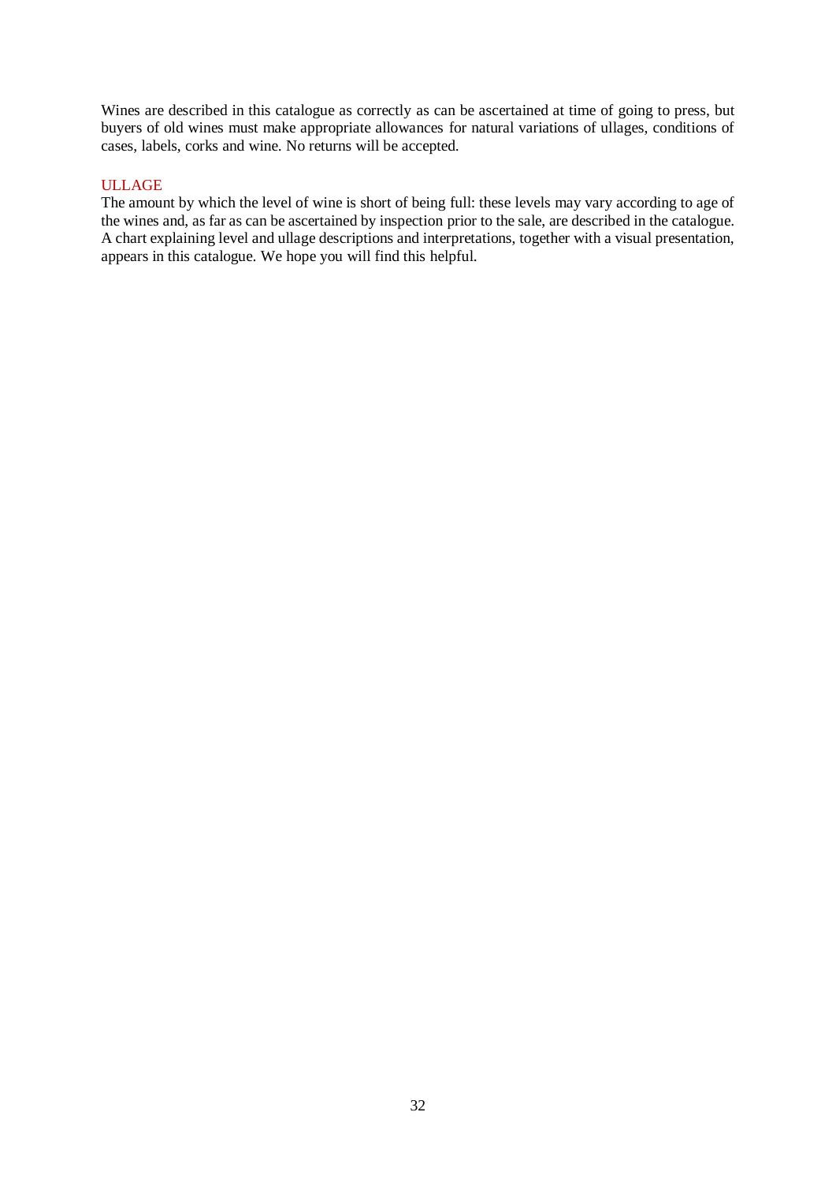Wines are described in this catalogue as correctly as can be ascertained at time of going to press, but buyers of old wines must make appropriate allowances for natural variations of ullages, conditions of cases, labels, corks and wine. No returns will be accepted.

## ULLAGE

The amount by which the level of wine is short of being full: these levels may vary according to age of the wines and, as far as can be ascertained by inspection prior to the sale, are described in the catalogue. A chart explaining level and ullage descriptions and interpretations, together with a visual presentation, appears in this catalogue. We hope you will find this helpful.